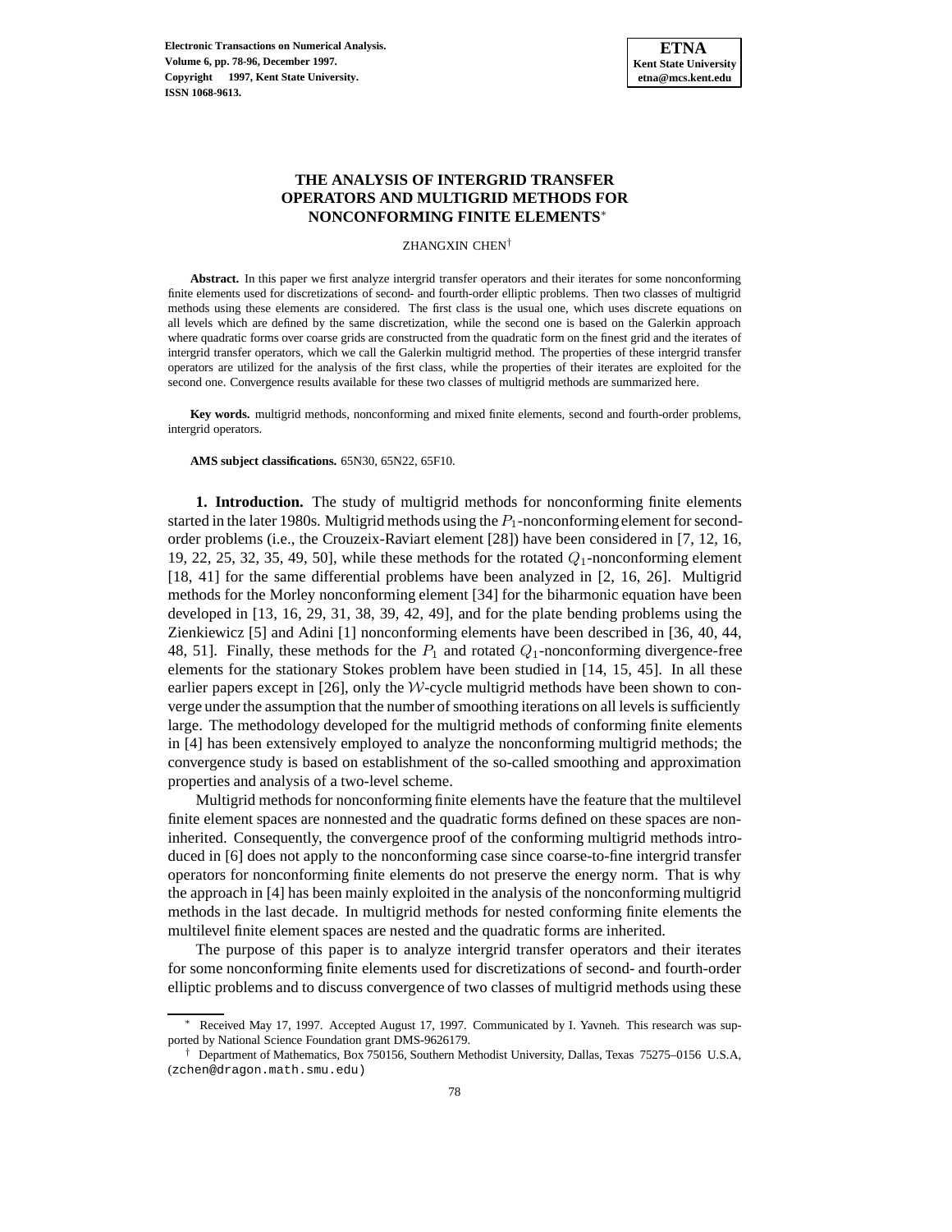# THE ANALYSIS OF INTERGRID TRANSFER OPERATORS AND MULTIGRID METHODS FOR NONCONFORMING FINITE ELEMENTS[*]

ZHANGXIN CHEN[†]

**Abstract.** In this paper we first analyze intergrid transfer operators and their iterates for some nonconforming finite elements used for discretizations of second- and fourth-order elliptic problems. Then two classes of multigrid methods using these elements are considered. The first class is the usual one, which uses discrete equations on all levels which are defined by the same discretization, while the second one is based on the Galerkin approach where quadratic forms over coarse grids are constructed from the quadratic form on the finest grid and the iterates of intergrid transfer operators, which we call the Galerkin multigrid method. The properties of these intergrid transfer operators are utilized for the analysis of the first class, while the properties of their iterates are exploited for the second one. Convergence results available for these two classes of multigrid methods are summarized here.

**Key words.** multigrid methods, nonconforming and mixed finite elements, second and fourth-order problems, intergrid operators.

**AMS subject classifications.** 65N30, 65N22, 65F10.

**1. Introduction.** The study of multigrid methods for nonconforming finite elements started in the later 1980s. Multigrid methods using the $P_1$-nonconforming element for second-order problems (i.e., the Crouzeix-Raviart element [28]) have been considered in [7, 12, 16, 19, 22, 25, 32, 35, 49, 50], while these methods for the rotated $Q_1$-nonconforming element [18, 41] for the same differential problems have been analyzed in [2, 16, 26]. Multigrid methods for the Morley nonconforming element [34] for the biharmonic equation have been developed in [13, 16, 29, 31, 38, 39, 42, 49], and for the plate bending problems using the Zienkiewicz [5] and Adini [1] nonconforming elements have been described in [36, 40, 44, 48, 51]. Finally, these methods for the $P_1$ and rotated $Q_1$-nonconforming divergence-free elements for the stationary Stokes problem have been studied in [14, 15, 45]. In all these earlier papers except in [26], only the $\mathcal{W}$-cycle multigrid methods have been shown to converge under the assumption that the number of smoothing iterations on all levels is sufficiently large. The methodology developed for the multigrid methods of conforming finite elements in [4] has been extensively employed to analyze the nonconforming multigrid methods; the convergence study is based on establishment of the so-called smoothing and approximation properties and analysis of a two-level scheme.

Multigrid methods for nonconforming finite elements have the feature that the multilevel finite element spaces are nonnested and the quadratic forms defined on these spaces are non-inherited. Consequently, the convergence proof of the conforming multigrid methods introduced in [6] does not apply to the nonconforming case since coarse-to-fine intergrid transfer operators for nonconforming finite elements do not preserve the energy norm. That is why the approach in [4] has been mainly exploited in the analysis of the nonconforming multigrid methods in the last decade. In multigrid methods for nested conforming finite elements the multilevel finite element spaces are nested and the quadratic forms are inherited.

The purpose of this paper is to analyze intergrid transfer operators and their iterates for some nonconforming finite elements used for discretizations of second- and fourth-order elliptic problems and to discuss convergence of two classes of multigrid methods using these

---

[*] Received May 17, 1997. Accepted August 17, 1997. Communicated by I. Yavneh. This research was supported by National Science Foundation grant DMS-9626179.

[†] Department of Mathematics, Box 750156, Southern Methodist University, Dallas, Texas 75275–0156 U.S.A, (zchen@dragon.math.smu.edu)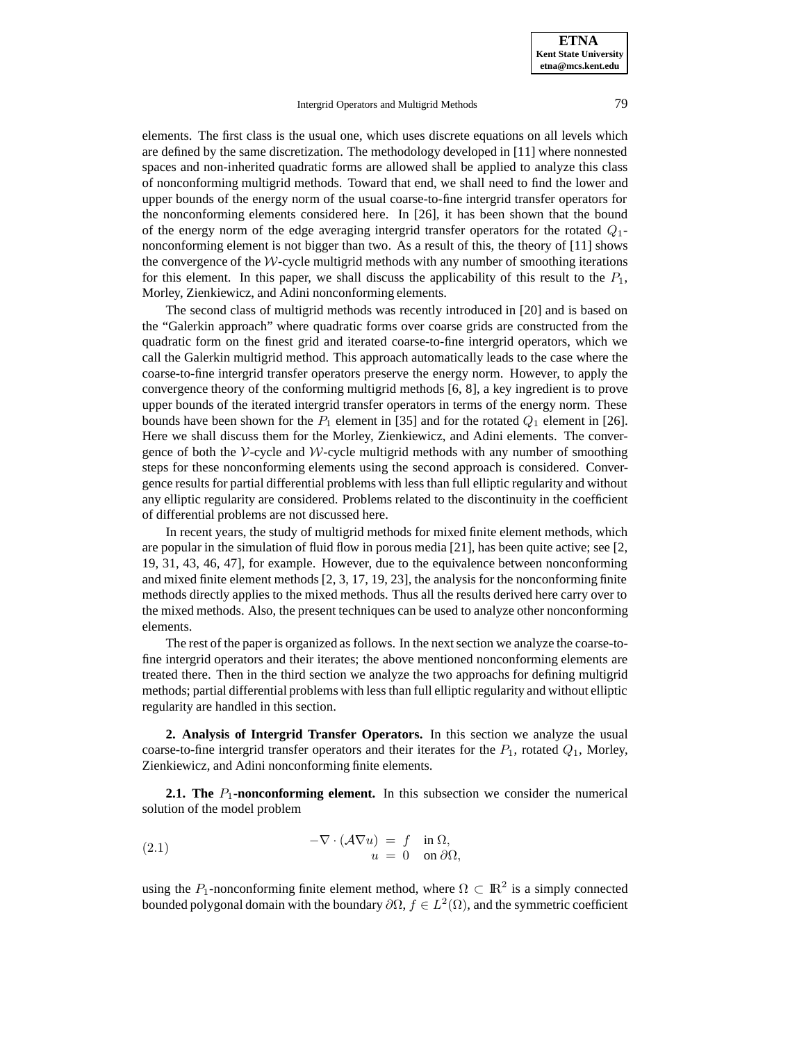elements. The first class is the usual one, which uses discrete equations on all levels which are defined by the same discretization. The methodology developed in [11] where nonnested spaces and non-inherited quadratic forms are allowed shall be applied to analyze this class of nonconforming multigrid methods. Toward that end, we shall need to find the lower and upper bounds of the energy norm of the usual coarse-to-fine intergrid transfer operators for the nonconforming elements considered here. In [26], it has been shown that the bound of the energy norm of the edge averaging intergrid transfer operators for the rotated $Q_1$-nonconforming element is not bigger than two. As a result of this, the theory of [11] shows the convergence of the $\mathcal{W}$-cycle multigrid methods with any number of smoothing iterations for this element. In this paper, we shall discuss the applicability of this result to the $P_1$, Morley, Zienkiewicz, and Adini nonconforming elements.

The second class of multigrid methods was recently introduced in [20] and is based on the "Galerkin approach" where quadratic forms over coarse grids are constructed from the quadratic form on the finest grid and iterated coarse-to-fine intergrid operators, which we call the Galerkin multigrid method. This approach automatically leads to the case where the coarse-to-fine intergrid transfer operators preserve the energy norm. However, to apply the convergence theory of the conforming multigrid methods [6, 8], a key ingredient is to prove upper bounds of the iterated intergrid transfer operators in terms of the energy norm. These bounds have been shown for the $P_1$ element in [35] and for the rotated $Q_1$ element in [26]. Here we shall discuss them for the Morley, Zienkiewicz, and Adini elements. The convergence of both the $\mathcal{V}$-cycle and $\mathcal{W}$-cycle multigrid methods with any number of smoothing steps for these nonconforming elements using the second approach is considered. Convergence results for partial differential problems with less than full elliptic regularity and without any elliptic regularity are considered. Problems related to the discontinuity in the coefficient of differential problems are not discussed here.

In recent years, the study of multigrid methods for mixed finite element methods, which are popular in the simulation of fluid flow in porous media [21], has been quite active; see [2, 19, 31, 43, 46, 47], for example. However, due to the equivalence between nonconforming and mixed finite element methods [2, 3, 17, 19, 23], the analysis for the nonconforming finite methods directly applies to the mixed methods. Thus all the results derived here carry over to the mixed methods. Also, the present techniques can be used to analyze other nonconforming elements.

The rest of the paper is organized as follows. In the next section we analyze the coarse-to-fine intergrid operators and their iterates; the above mentioned nonconforming elements are treated there. Then in the third section we analyze the two approachs for defining multigrid methods; partial differential problems with less than full elliptic regularity and without elliptic regularity are handled in this section.

## 2. Analysis of Intergrid Transfer Operators.

In this section we analyze the usual coarse-to-fine intergrid transfer operators and their iterates for the $P_1$, rotated $Q_1$, Morley, Zienkiewicz, and Adini nonconforming finite elements.

### 2.1. The $P_1$-nonconforming element.

In this subsection we consider the numerical solution of the model problem

$$
\begin{aligned}
-\nabla \cdot (\mathcal{A}\nabla u) &= f \quad \text{in } \Omega, \\
u &= 0 \quad \text{on } \partial\Omega,
\end{aligned}
\tag{2.1}
$$

using the $P_1$-nonconforming finite element method, where $\Omega \subset \mathbb{R}^2$ is a simply connected bounded polygonal domain with the boundary $\partial\Omega$, $f \in L^2(\Omega)$, and the symmetric coefficient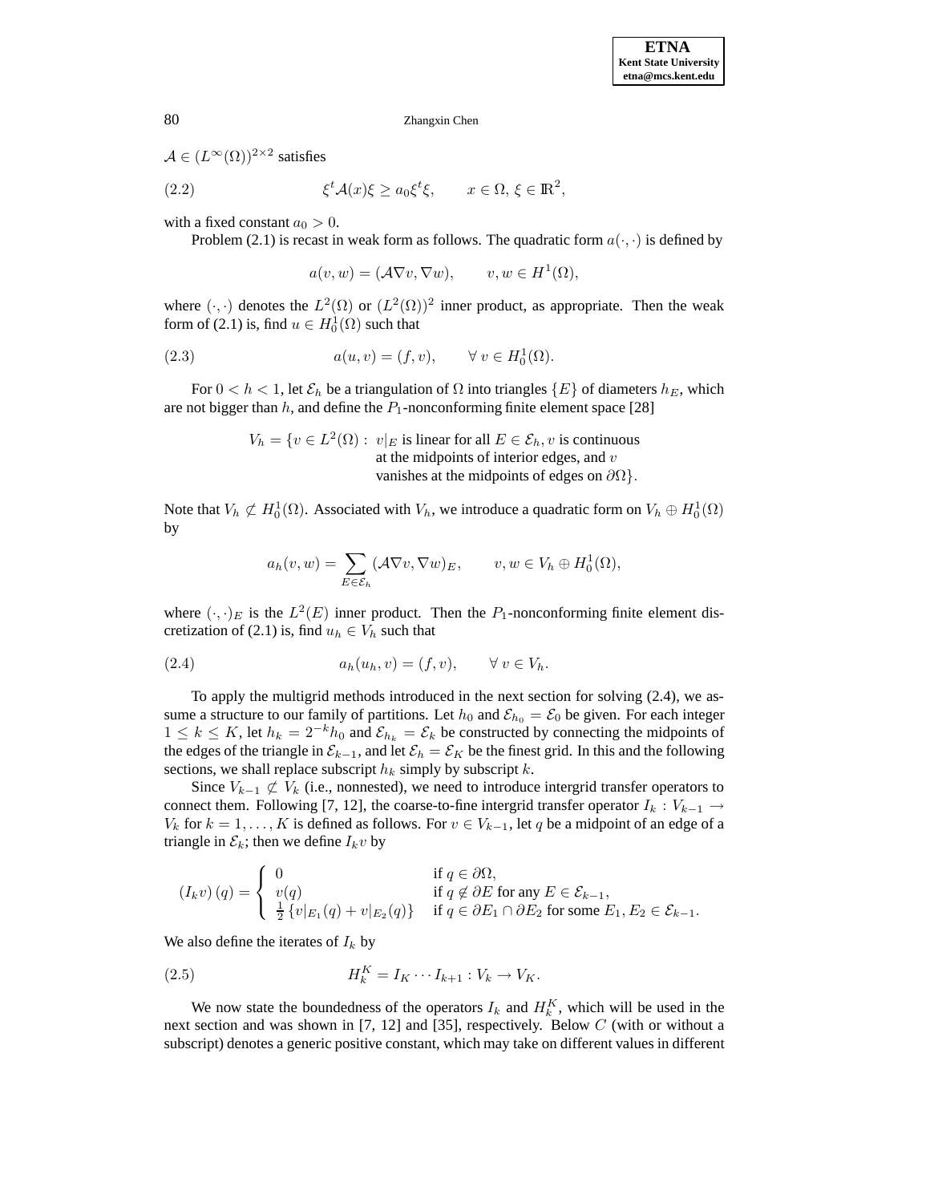$\mathcal{A} \in (L^\infty(\Omega))^{2\times 2}$ satisfies

$$\xi^t \mathcal{A}(x)\xi \geq a_0 \xi^t \xi, \qquad x \in \Omega,\ \xi \in \mathbb{R}^2, \tag{2.2}$$

with a fixed constant $a_0 > 0$.

Problem (2.1) is recast in weak form as follows. The quadratic form $a(\cdot,\cdot)$ is defined by

$$a(v,w) = (\mathcal{A}\nabla v, \nabla w), \qquad v,w \in H^1(\Omega),$$

where $(\cdot,\cdot)$ denotes the $L^2(\Omega)$ or $(L^2(\Omega))^2$ inner product, as appropriate. Then the weak form of (2.1) is, find $u \in H_0^1(\Omega)$ such that

$$a(u,v) = (f,v), \qquad \forall\, v \in H_0^1(\Omega). \tag{2.3}$$

For $0 < h < 1$, let $\mathcal{E}_h$ be a triangulation of $\Omega$ into triangles $\{E\}$ of diameters $h_E$, which are not bigger than $h$, and define the $P_1$-nonconforming finite element space [28]

$$V_h = \{v \in L^2(\Omega) :\ v|_E \text{ is linear for all } E \in \mathcal{E}_h, v \text{ is continuous at the midpoints of interior edges, and } v \text{ vanishes at the midpoints of edges on } \partial\Omega\}.$$

Note that $V_h \not\subset H_0^1(\Omega)$. Associated with $V_h$, we introduce a quadratic form on $V_h \oplus H_0^1(\Omega)$ by

$$a_h(v,w) = \sum_{E\in\mathcal{E}_h} (\mathcal{A}\nabla v, \nabla w)_E, \qquad v,w \in V_h \oplus H_0^1(\Omega),$$

where $(\cdot,\cdot)_E$ is the $L^2(E)$ inner product. Then the $P_1$-nonconforming finite element discretization of (2.1) is, find $u_h \in V_h$ such that

$$a_h(u_h,v) = (f,v), \qquad \forall\, v \in V_h. \tag{2.4}$$

To apply the multigrid methods introduced in the next section for solving (2.4), we assume a structure to our family of partitions. Let $h_0$ and $\mathcal{E}_{h_0} = \mathcal{E}_0$ be given. For each integer $1 \leq k \leq K$, let $h_k = 2^{-k}h_0$ and $\mathcal{E}_{h_k} = \mathcal{E}_k$ be constructed by connecting the midpoints of the edges of the triangle in $\mathcal{E}_{k-1}$, and let $\mathcal{E}_h = \mathcal{E}_K$ be the finest grid. In this and the following sections, we shall replace subscript $h_k$ simply by subscript $k$.

Since $V_{k-1} \not\subset V_k$ (i.e., nonnested), we need to introduce intergrid transfer operators to connect them. Following [7, 12], the coarse-to-fine intergrid transfer operator $I_k : V_{k-1} \to V_k$ for $k = 1,\ldots,K$ is defined as follows. For $v \in V_{k-1}$, let $q$ be a midpoint of an edge of a triangle in $\mathcal{E}_k$; then we define $I_k v$ by

$$(I_k v)(q) = \begin{cases} 0 & \text{if } q \in \partial\Omega, \\ v(q) & \text{if } q \notin \partial E \text{ for any } E \in \mathcal{E}_{k-1}, \\ \frac{1}{2}\left\{v|_{E_1}(q) + v|_{E_2}(q)\right\} & \text{if } q \in \partial E_1 \cap \partial E_2 \text{ for some } E_1, E_2 \in \mathcal{E}_{k-1}. \end{cases}$$

We also define the iterates of $I_k$ by

$$H_k^K = I_K \cdots I_{k+1} : V_k \to V_K. \tag{2.5}$$

We now state the boundedness of the operators $I_k$ and $H_k^K$, which will be used in the next section and was shown in [7, 12] and [35], respectively. Below $C$ (with or without a subscript) denotes a generic positive constant, which may take on different values in different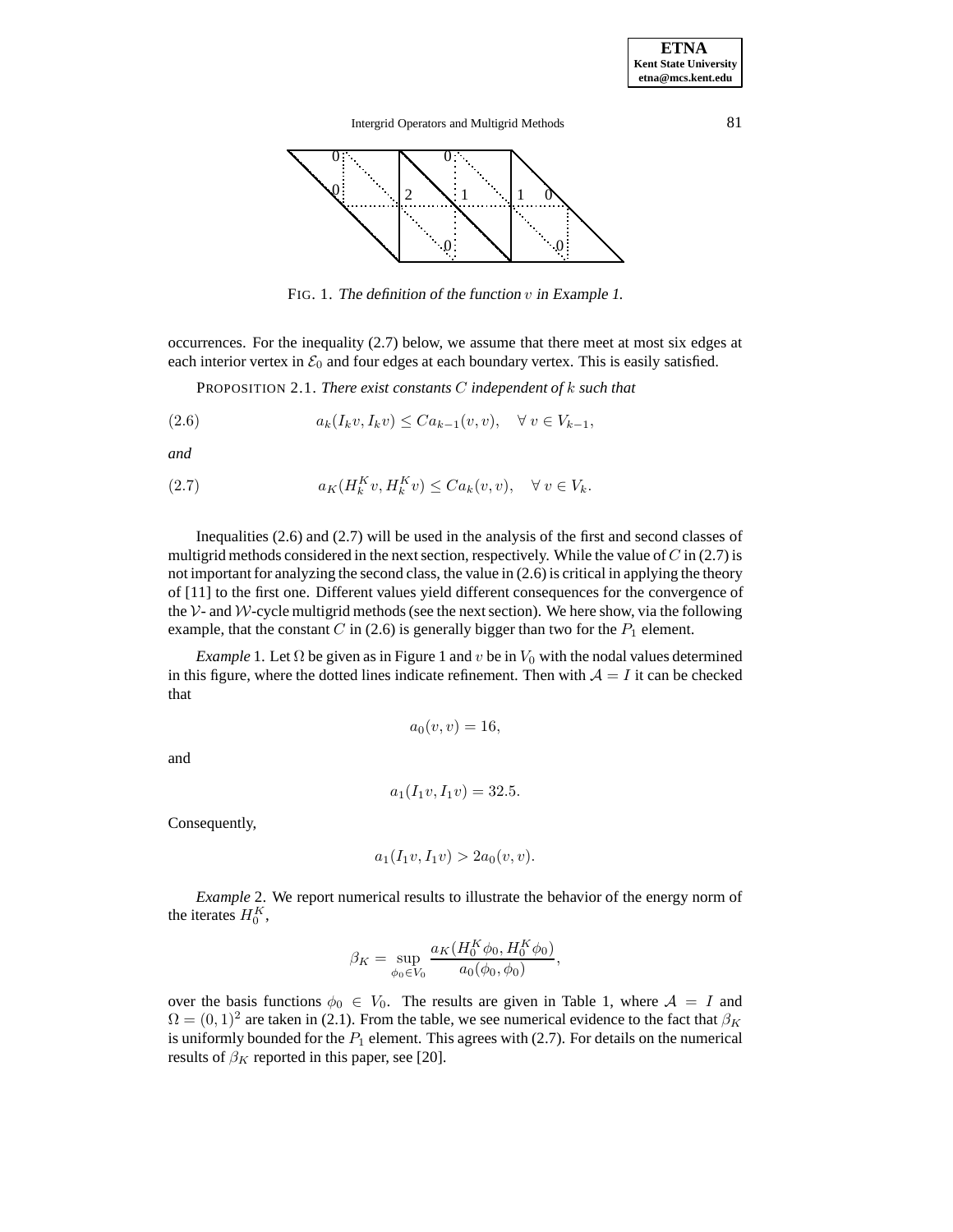FIG. 1. *The definition of the function $v$ in Example 1.*

occurrences. For the inequality (2.7) below, we assume that there meet at most six edges at each interior vertex in $\mathcal{E}_0$ and four edges at each boundary vertex. This is easily satisfied.

PROPOSITION 2.1. *There exist constants $C$ independent of $k$ such that*

$$a_k(I_k v, I_k v) \leq C a_{k-1}(v, v), \quad \forall\, v \in V_{k-1}, \tag{2.6}$$

*and*

$$a_K(H_k^K v, H_k^K v) \leq C a_k(v, v), \quad \forall\, v \in V_k. \tag{2.7}$$

Inequalities (2.6) and (2.7) will be used in the analysis of the first and second classes of multigrid methods considered in the next section, respectively. While the value of $C$ in (2.7) is not important for analyzing the second class, the value in (2.6) is critical in applying the theory of [11] to the first one. Different values yield different consequences for the convergence of the $\mathcal{V}$- and $\mathcal{W}$-cycle multigrid methods (see the next section). We here show, via the following example, that the constant $C$ in (2.6) is generally bigger than two for the $P_1$ element.

*Example* 1. Let $\Omega$ be given as in Figure 1 and $v$ be in $V_0$ with the nodal values determined in this figure, where the dotted lines indicate refinement. Then with $\mathcal{A} = I$ it can be checked that

$$a_0(v, v) = 16,$$

and

$$a_1(I_1 v, I_1 v) = 32.5.$$

Consequently,

$$a_1(I_1 v, I_1 v) > 2 a_0(v, v).$$

*Example* 2. We report numerical results to illustrate the behavior of the energy norm of the iterates $H_0^K$,

$$\beta_K = \sup_{\phi_0 \in V_0} \frac{a_K(H_0^K \phi_0, H_0^K \phi_0)}{a_0(\phi_0, \phi_0)},$$

over the basis functions $\phi_0 \in V_0$. The results are given in Table 1, where $\mathcal{A} = I$ and $\Omega = (0,1)^2$ are taken in (2.1). From the table, we see numerical evidence to the fact that $\beta_K$ is uniformly bounded for the $P_1$ element. This agrees with (2.7). For details on the numerical results of $\beta_K$ reported in this paper, see [20].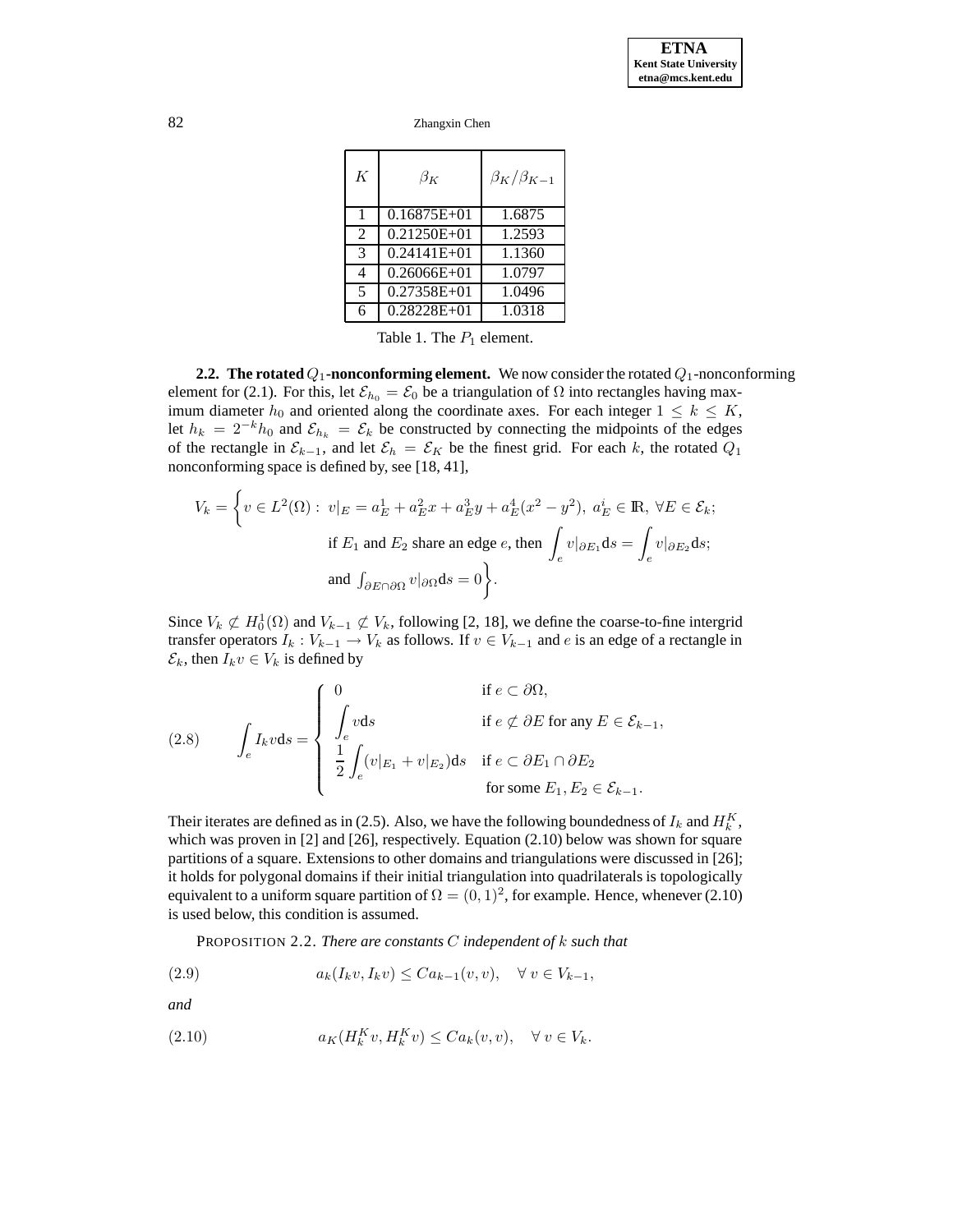| $K$ | $\beta_K$ | $\beta_K/\beta_{K-1}$ |
|---|---|---|
| 1 | 0.16875E+01 | 1.6875 |
| 2 | 0.21250E+01 | 1.2593 |
| 3 | 0.24141E+01 | 1.1360 |
| 4 | 0.26066E+01 | 1.0797 |
| 5 | 0.27358E+01 | 1.0496 |
| 6 | 0.28228E+01 | 1.0318 |

Table 1. The $P_1$ element.

**2.2. The rotated $Q_1$-nonconforming element.** We now consider the rotated $Q_1$-nonconforming element for (2.1). For this, let $\mathcal{E}_{h_0} = \mathcal{E}_0$ be a triangulation of $\Omega$ into rectangles having maximum diameter $h_0$ and oriented along the coordinate axes. For each integer $1 \leq k \leq K$, let $h_k = 2^{-k}h_0$ and $\mathcal{E}_{h_k} = \mathcal{E}_k$ be constructed by connecting the midpoints of the edges of the rectangle in $\mathcal{E}_{k-1}$, and let $\mathcal{E}_h = \mathcal{E}_K$ be the finest grid. For each $k$, the rotated $Q_1$ nonconforming space is defined by, see [18, 41],

$$
\begin{aligned}
V_k = \Big\{ v \in L^2(\Omega) :\ & v|_E = a_E^1 + a_E^2 x + a_E^3 y + a_E^4 (x^2 - y^2),\ a_E^i \in \mathbb{R},\ \forall E \in \mathcal{E}_k; \\
& \text{if } E_1 \text{ and } E_2 \text{ share an edge } e, \text{ then } \int_e v|_{\partial E_1} \mathrm{d}s = \int_e v|_{\partial E_2} \mathrm{d}s; \\
& \text{and } \int_{\partial E \cap \partial\Omega} v|_{\partial\Omega} \mathrm{d}s = 0 \Big\}.
\end{aligned}
$$

Since $V_k \not\subset H_0^1(\Omega)$ and $V_{k-1} \not\subset V_k$, following [2, 18], we define the coarse-to-fine intergrid transfer operators $I_k : V_{k-1} \to V_k$ as follows. If $v \in V_{k-1}$ and $e$ is an edge of a rectangle in $\mathcal{E}_k$, then $I_k v \in V_k$ is defined by

$$
\int_e I_k v \mathrm{d}s = \begin{cases} 0 & \text{if } e \subset \partial\Omega, \\ \displaystyle\int_e v \mathrm{d}s & \text{if } e \not\subset \partial E \text{ for any } E \in \mathcal{E}_{k-1}, \\ \displaystyle\frac{1}{2}\int_e (v|_{E_1} + v|_{E_2}) \mathrm{d}s & \text{if } e \subset \partial E_1 \cap \partial E_2 \\ & \text{for some } E_1, E_2 \in \mathcal{E}_{k-1}. \end{cases} \tag{2.8}
$$

Their iterates are defined as in (2.5). Also, we have the following boundedness of $I_k$ and $H_k^K$, which was proven in [2] and [26], respectively. Equation (2.10) below was shown for square partitions of a square. Extensions to other domains and triangulations were discussed in [26]; it holds for polygonal domains if their initial triangulation into quadrilaterals is topologically equivalent to a uniform square partition of $\Omega = (0, 1)^2$, for example. Hence, whenever (2.10) is used below, this condition is assumed.

PROPOSITION 2.2. *There are constants $C$ independent of $k$ such that*

$$
a_k(I_k v, I_k v) \leq C a_{k-1}(v, v), \quad \forall\, v \in V_{k-1}, \tag{2.9}
$$

*and*

$$
a_K(H_k^K v, H_k^K v) \leq C a_k(v, v), \quad \forall\, v \in V_k. \tag{2.10}
$$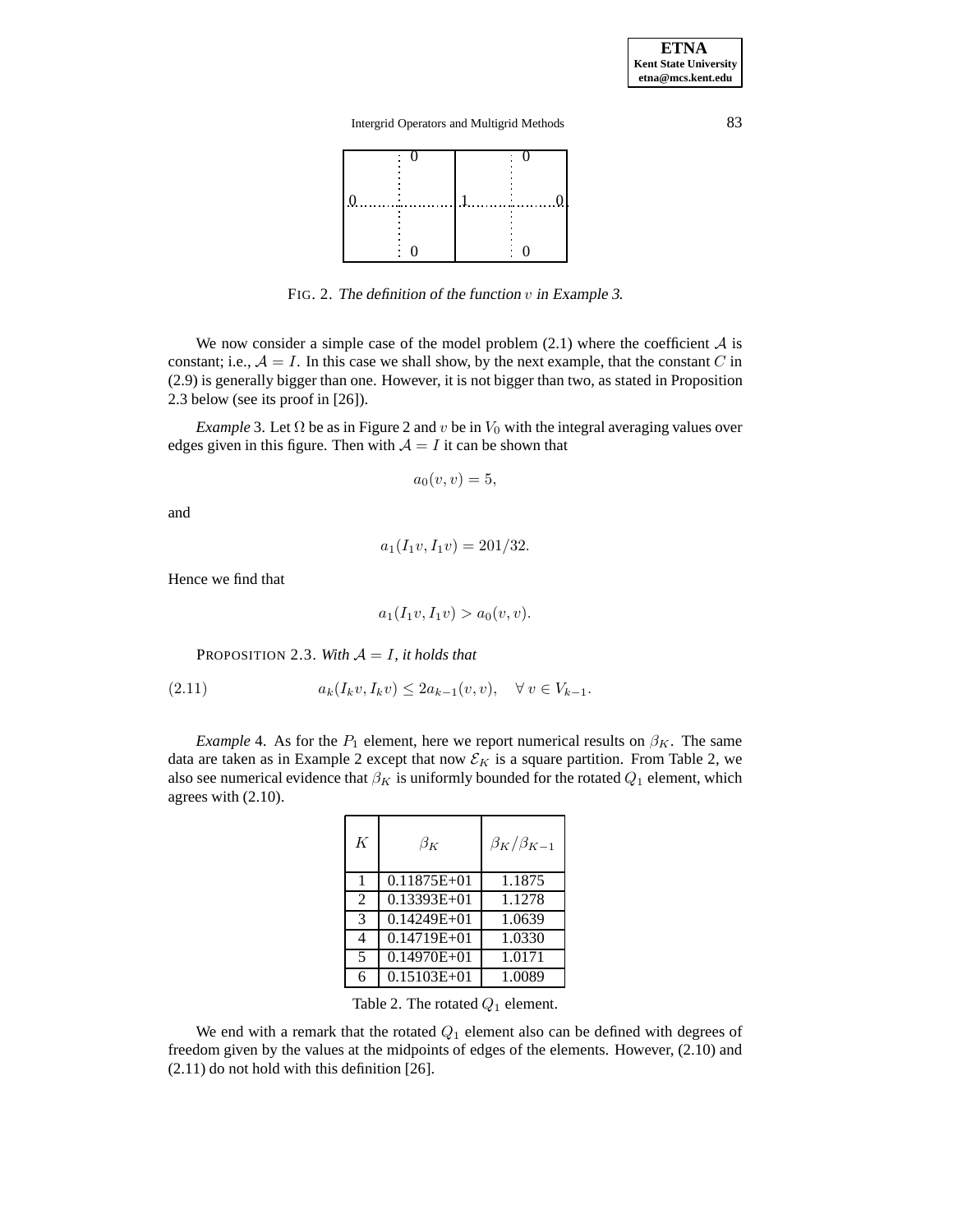FIG. 2. *The definition of the function $v$ in Example 3.*

We now consider a simple case of the model problem (2.1) where the coefficient $\mathcal{A}$ is constant; i.e., $\mathcal{A} = I$. In this case we shall show, by the next example, that the constant $C$ in (2.9) is generally bigger than one. However, it is not bigger than two, as stated in Proposition 2.3 below (see its proof in [26]).

*Example* 3. Let $\Omega$ be as in Figure 2 and $v$ be in $V_0$ with the integral averaging values over edges given in this figure. Then with $\mathcal{A} = I$ it can be shown that

$$a_0(v, v) = 5,$$

and

$$a_1(I_1 v, I_1 v) = 201/32.$$

Hence we find that

$$a_1(I_1 v, I_1 v) > a_0(v, v).$$

PROPOSITION 2.3. *With $\mathcal{A} = I$, it holds that*

$$a_k(I_k v, I_k v) \leq 2a_{k-1}(v, v), \quad \forall\, v \in V_{k-1}. \tag{2.11}$$

*Example* 4. As for the $P_1$ element, here we report numerical results on $\beta_K$. The same data are taken as in Example 2 except that now $\mathcal{E}_K$ is a square partition. From Table 2, we also see numerical evidence that $\beta_K$ is uniformly bounded for the rotated $Q_1$ element, which agrees with (2.10).

| $K$ | $\beta_K$ | $\beta_K/\beta_{K-1}$ |
|---|---|---|
| 1 | 0.11875E+01 | 1.1875 |
| 2 | 0.13393E+01 | 1.1278 |
| 3 | 0.14249E+01 | 1.0639 |
| 4 | 0.14719E+01 | 1.0330 |
| 5 | 0.14970E+01 | 1.0171 |
| 6 | 0.15103E+01 | 1.0089 |

Table 2. The rotated $Q_1$ element.

We end with a remark that the rotated $Q_1$ element also can be defined with degrees of freedom given by the values at the midpoints of edges of the elements. However, (2.10) and (2.11) do not hold with this definition [26].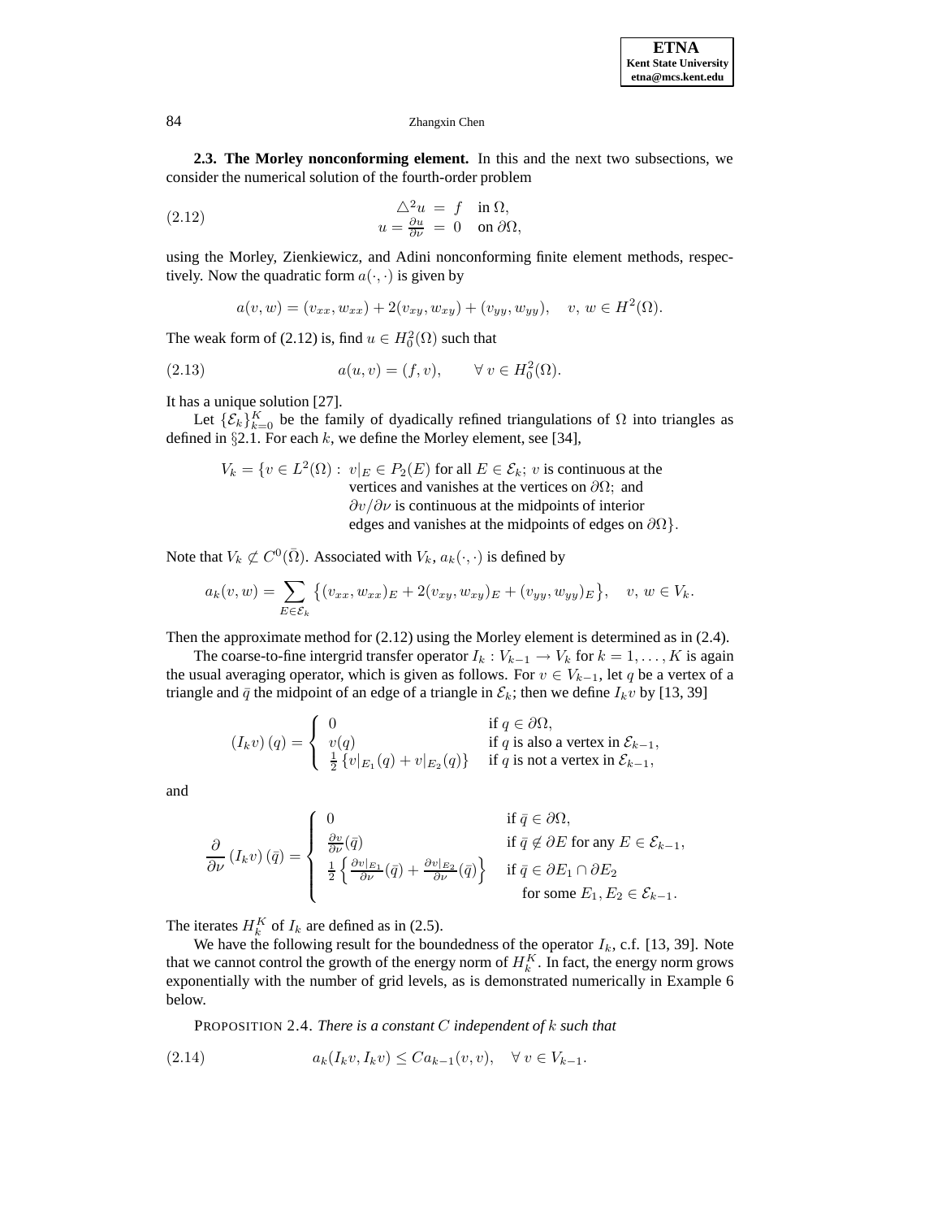**2.3. The Morley nonconforming element.** In this and the next two subsections, we consider the numerical solution of the fourth-order problem

$$
\begin{aligned}
\triangle^2 u &= f \quad \text{in } \Omega, \\
u = \frac{\partial u}{\partial \nu} &= 0 \quad \text{on } \partial\Omega,
\end{aligned}
\tag{2.12}
$$

using the Morley, Zienkiewicz, and Adini nonconforming finite element methods, respectively. Now the quadratic form $a(\cdot,\cdot)$ is given by

$$
a(v,w) = (v_{xx}, w_{xx}) + 2(v_{xy}, w_{xy}) + (v_{yy}, w_{yy}), \quad v,\, w \in H^2(\Omega).
$$

The weak form of (2.12) is, find $u \in H_0^2(\Omega)$ such that

$$
a(u,v) = (f,v), \qquad \forall\, v \in H_0^2(\Omega). \tag{2.13}
$$

It has a unique solution [27].

Let $\{\mathcal{E}_k\}_{k=0}^K$ be the family of dyadically refined triangulations of $\Omega$ into triangles as defined in §2.1. For each $k$, we define the Morley element, see [34],

$$
\begin{aligned}
V_k = \{v \in L^2(\Omega) :\ & v|_E \in P_2(E) \text{ for all } E \in \mathcal{E}_k;\ v \text{ is continuous at the} \\
& \text{vertices and vanishes at the vertices on } \partial\Omega;\ \text{and} \\
& \partial v/\partial\nu \text{ is continuous at the midpoints of interior} \\
& \text{edges and vanishes at the midpoints of edges on } \partial\Omega\}.
\end{aligned}
$$

Note that $V_k \not\subset C^0(\bar{\Omega})$. Associated with $V_k$, $a_k(\cdot,\cdot)$ is defined by

$$
a_k(v,w) = \sum_{E\in\mathcal{E}_k} \big\{(v_{xx}, w_{xx})_E + 2(v_{xy}, w_{xy})_E + (v_{yy}, w_{yy})_E\big\}, \quad v,\, w \in V_k.
$$

Then the approximate method for (2.12) using the Morley element is determined as in (2.4).

The coarse-to-fine intergrid transfer operator $I_k : V_{k-1} \to V_k$ for $k = 1, \dots, K$ is again the usual averaging operator, which is given as follows. For $v \in V_{k-1}$, let $q$ be a vertex of a triangle and $\bar{q}$ the midpoint of an edge of a triangle in $\mathcal{E}_k$; then we define $I_k v$ by [13, 39]

$$
(I_k v)(q) = \begin{cases} 0 & \text{if } q \in \partial\Omega, \\ v(q) & \text{if } q \text{ is also a vertex in } \mathcal{E}_{k-1}, \\ \frac{1}{2}\left\{v|_{E_1}(q) + v|_{E_2}(q)\right\} & \text{if } q \text{ is not a vertex in } \mathcal{E}_{k-1}, \end{cases}
$$

and

$$
\frac{\partial}{\partial\nu}(I_k v)(\bar{q}) = \begin{cases} 0 & \text{if } \bar{q} \in \partial\Omega, \\ \frac{\partial v}{\partial\nu}(\bar{q}) & \text{if } \bar{q} \notin \partial E \text{ for any } E \in \mathcal{E}_{k-1}, \\ \frac{1}{2}\left\{\frac{\partial v|_{E_1}}{\partial\nu}(\bar{q}) + \frac{\partial v|_{E_2}}{\partial\nu}(\bar{q})\right\} & \text{if } \bar{q} \in \partial E_1 \cap \partial E_2 \\ & \quad \text{for some } E_1, E_2 \in \mathcal{E}_{k-1}. \end{cases}
$$

The iterates $H_k^K$ of $I_k$ are defined as in (2.5).

We have the following result for the boundedness of the operator $I_k$, c.f. [13, 39]. Note that we cannot control the growth of the energy norm of $H_k^K$. In fact, the energy norm grows exponentially with the number of grid levels, as is demonstrated numerically in Example 6 below.

PROPOSITION 2.4. *There is a constant $C$ independent of $k$ such that*

$$
a_k(I_k v, I_k v) \le C a_{k-1}(v,v), \quad \forall\, v \in V_{k-1}. \tag{2.14}
$$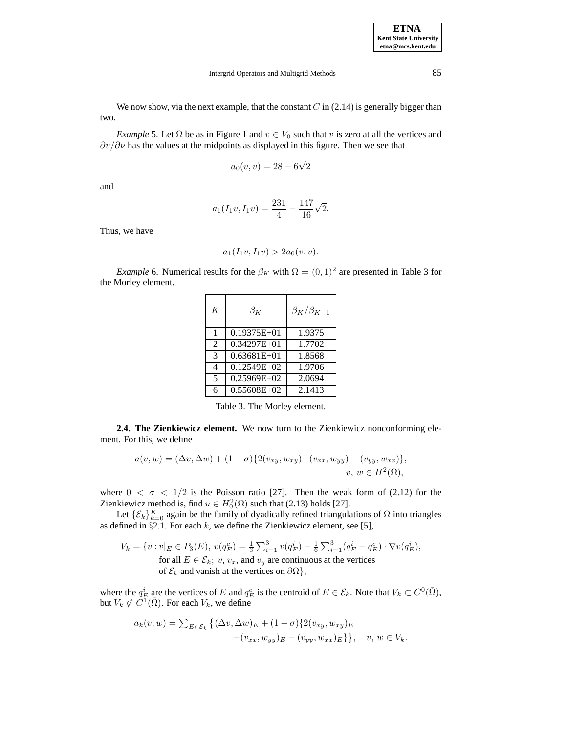We now show, via the next example, that the constant $C$ in (2.14) is generally bigger than two.

*Example* 5. Let $\Omega$ be as in Figure 1 and $v \in V_0$ such that $v$ is zero at all the vertices and $\partial v/\partial \nu$ has the values at the midpoints as displayed in this figure. Then we see that

$$a_0(v, v) = 28 - 6\sqrt{2}$$

and

$$a_1(I_1 v, I_1 v) = \frac{231}{4} - \frac{147}{16}\sqrt{2}.$$

Thus, we have

$$a_1(I_1 v, I_1 v) > 2a_0(v, v).$$

*Example* 6. Numerical results for the $\beta_K$ with $\Omega = (0, 1)^2$ are presented in Table 3 for the Morley element.

| $K$ | $\beta_K$ | $\beta_K/\beta_{K-1}$ |
|---|---|---|
| 1 | 0.19375E+01 | 1.9375 |
| 2 | 0.34297E+01 | 1.7702 |
| 3 | 0.63681E+01 | 1.8568 |
| 4 | 0.12549E+02 | 1.9706 |
| 5 | 0.25969E+02 | 2.0694 |
| 6 | 0.55608E+02 | 2.1413 |

Table 3. The Morley element.

**2.4. The Zienkiewicz element.** We now turn to the Zienkiewicz nonconforming element. For this, we define

$$a(v, w) = (\Delta v, \Delta w) + (1 - \sigma)\{2(v_{xy}, w_{xy}) - (v_{xx}, w_{yy}) - (v_{yy}, w_{xx})\}, \quad v,\ w \in H^2(\Omega),$$

where $0 < \sigma < 1/2$ is the Poisson ratio [27]. Then the weak form of (2.12) for the Zienkiewicz method is, find $u \in H_0^2(\Omega)$ such that (2.13) holds [27].

Let $\{\mathcal{E}_k\}_{k=0}^K$ again be the family of dyadically refined triangulations of $\Omega$ into triangles as defined in §2.1. For each $k$, we define the Zienkiewicz element, see [5],

$$V_k = \{v : v|_E \in P_3(E),\ v(q_E^c) = \tfrac{1}{3}\textstyle\sum_{i=1}^3 v(q_E^i) - \tfrac{1}{6}\sum_{i=1}^3 (q_E^i - q_E^c) \cdot \nabla v(q_E^i), \text{ for all } E \in \mathcal{E}_k;\ v,\ v_x, \text{ and } v_y \text{ are continuous at the vertices of } \mathcal{E}_k \text{ and vanish at the vertices on } \partial\Omega\},$$

where the $q_E^i$ are the vertices of $E$ and $q_E^c$ is the centroid of $E \in \mathcal{E}_k$. Note that $V_k \subset C^0(\bar{\Omega})$, but $V_k \not\subset C^1(\bar{\Omega})$. For each $V_k$, we define

$$a_k(v, w) = \sum_{E \in \mathcal{E}_k} \big\{(\Delta v, \Delta w)_E + (1 - \sigma)\{2(v_{xy}, w_{xy})_E - (v_{xx}, w_{yy})_E - (v_{yy}, w_{xx})_E\}\big\}, \quad v,\ w \in V_k.$$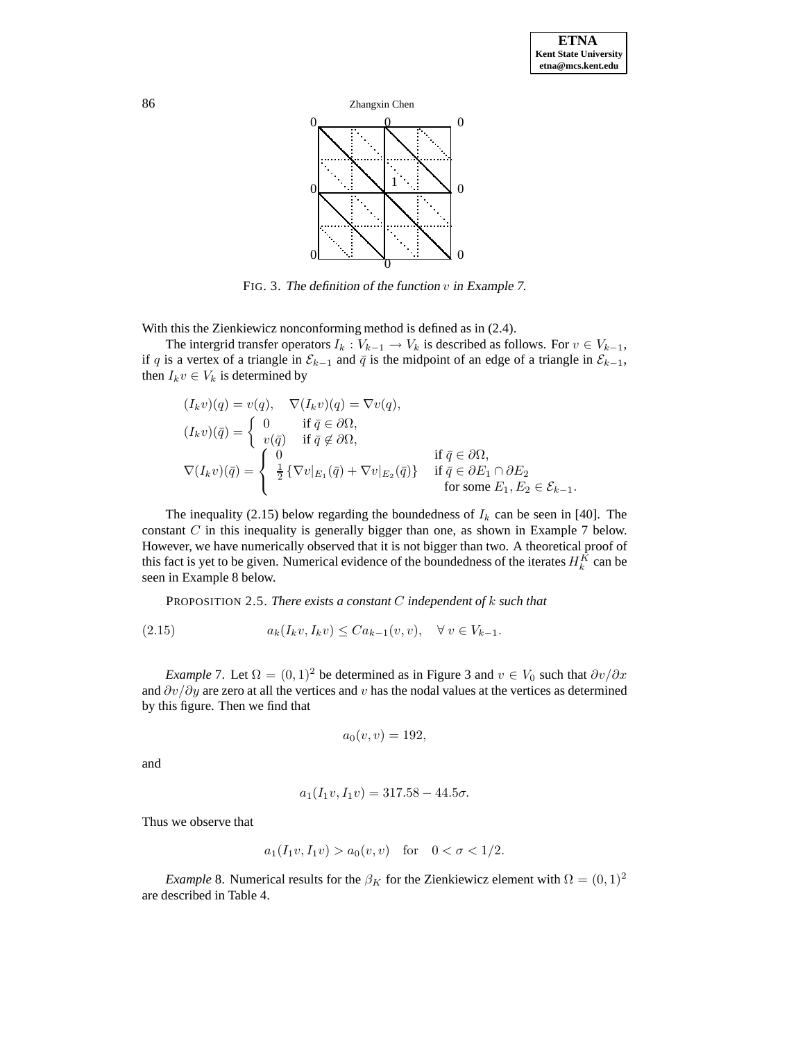FIG. 3. *The definition of the function $v$ in Example 7.*

With this the Zienkiewicz nonconforming method is defined as in (2.4).

The intergrid transfer operators $I_k : V_{k-1} \to V_k$ is described as follows. For $v \in V_{k-1}$, if $q$ is a vertex of a triangle in $\mathcal{E}_{k-1}$ and $\bar{q}$ is the midpoint of an edge of a triangle in $\mathcal{E}_{k-1}$, then $I_k v \in V_k$ is determined by

$$
\begin{aligned}
&(I_k v)(q) = v(q), \quad \nabla(I_k v)(q) = \nabla v(q), \\
&(I_k v)(\bar{q}) = \begin{cases} 0 & \text{if } \bar{q} \in \partial\Omega, \\ v(\bar{q}) & \text{if } \bar{q} \notin \partial\Omega, \end{cases} \\
&\nabla(I_k v)(\bar{q}) = \begin{cases} 0 & \text{if } \bar{q} \in \partial\Omega, \\ \frac{1}{2}\left\{\nabla v|_{E_1}(\bar{q}) + \nabla v|_{E_2}(\bar{q})\right\} & \text{if } \bar{q} \in \partial E_1 \cap \partial E_2 \\ & \quad \text{for some } E_1, E_2 \in \mathcal{E}_{k-1}. \end{cases}
\end{aligned}
$$

The inequality (2.15) below regarding the boundedness of $I_k$ can be seen in [40]. The constant $C$ in this inequality is generally bigger than one, as shown in Example 7 below. However, we have numerically observed that it is not bigger than two. A theoretical proof of this fact is yet to be given. Numerical evidence of the boundedness of the iterates $H_k^K$ can be seen in Example 8 below.

PROPOSITION 2.5. *There exists a constant $C$ independent of $k$ such that*

$$
a_k(I_k v, I_k v) \leq C a_{k-1}(v, v), \quad \forall\, v \in V_{k-1}. \tag{2.15}
$$

*Example* 7. Let $\Omega = (0, 1)^2$ be determined as in Figure 3 and $v \in V_0$ such that $\partial v / \partial x$ and $\partial v / \partial y$ are zero at all the vertices and $v$ has the nodal values at the vertices as determined by this figure. Then we find that

$$
a_0(v, v) = 192,
$$

and

$$
a_1(I_1 v, I_1 v) = 317.58 - 44.5\sigma.
$$

Thus we observe that

$$
a_1(I_1 v, I_1 v) > a_0(v, v) \quad \text{for} \quad 0 < \sigma < 1/2.
$$

*Example* 8. Numerical results for the $\beta_K$ for the Zienkiewicz element with $\Omega = (0, 1)^2$ are described in Table 4.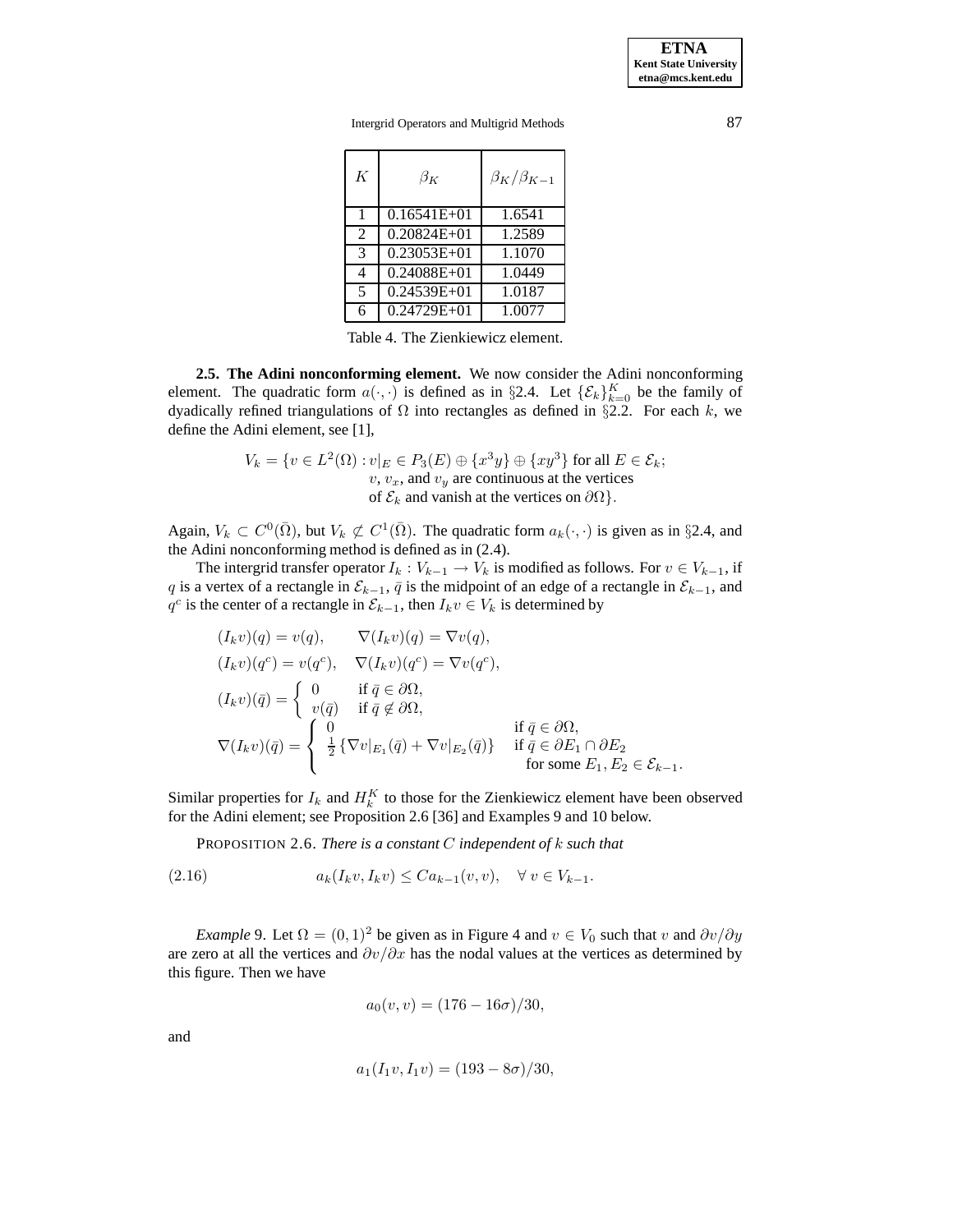| $K$ | $\beta_K$ | $\beta_K/\beta_{K-1}$ |
|---|---|---|
| 1 | 0.16541E+01 | 1.6541 |
| 2 | 0.20824E+01 | 1.2589 |
| 3 | 0.23053E+01 | 1.1070 |
| 4 | 0.24088E+01 | 1.0449 |
| 5 | 0.24539E+01 | 1.0187 |
| 6 | 0.24729E+01 | 1.0077 |

Table 4. The Zienkiewicz element.

**2.5. The Adini nonconforming element.** We now consider the Adini nonconforming element. The quadratic form $a(\cdot,\cdot)$ is defined as in §2.4. Let $\{\mathcal{E}_k\}_{k=0}^K$ be the family of dyadically refined triangulations of $\Omega$ into rectangles as defined in §2.2. For each $k$, we define the Adini element, see [1],

$$
\begin{aligned}
V_k = \{v \in L^2(\Omega) : v|_E \in P_3(E) \oplus \{x^3y\} \oplus \{xy^3\} \text{ for all } E \in \mathcal{E}_k;\\
v,\ v_x, \text{ and } v_y \text{ are continuous at the vertices}\\
\text{of } \mathcal{E}_k \text{ and vanish at the vertices on } \partial\Omega\}.
\end{aligned}
$$

Again, $V_k \subset C^0(\bar{\Omega})$, but $V_k \not\subset C^1(\bar{\Omega})$. The quadratic form $a_k(\cdot,\cdot)$ is given as in §2.4, and the Adini nonconforming method is defined as in (2.4).

The intergrid transfer operator $I_k : V_{k-1} \to V_k$ is modified as follows. For $v \in V_{k-1}$, if $q$ is a vertex of a rectangle in $\mathcal{E}_{k-1}$, $\bar{q}$ is the midpoint of an edge of a rectangle in $\mathcal{E}_{k-1}$, and $q^c$ is the center of a rectangle in $\mathcal{E}_{k-1}$, then $I_k v \in V_k$ is determined by

$$
\begin{aligned}
&(I_k v)(q) = v(q), \qquad \nabla(I_k v)(q) = \nabla v(q),\\
&(I_k v)(q^c) = v(q^c), \quad \nabla(I_k v)(q^c) = \nabla v(q^c),\\
&(I_k v)(\bar{q}) = \begin{cases} 0 & \text{if } \bar{q} \in \partial\Omega,\\ v(\bar{q}) & \text{if } \bar{q} \notin \partial\Omega,\end{cases}\\
&\nabla(I_k v)(\bar{q}) = \begin{cases} 0 & \text{if } \bar{q} \in \partial\Omega,\\ \frac{1}{2}\left\{\nabla v|_{E_1}(\bar{q}) + \nabla v|_{E_2}(\bar{q})\right\} & \text{if } \bar{q} \in \partial E_1 \cap \partial E_2\\ & \quad \text{for some } E_1, E_2 \in \mathcal{E}_{k-1}.\end{cases}
\end{aligned}
$$

Similar properties for $I_k$ and $H_k^K$ to those for the Zienkiewicz element have been observed for the Adini element; see Proposition 2.6 [36] and Examples 9 and 10 below.

PROPOSITION 2.6. *There is a constant $C$ independent of $k$ such that*

$$
a_k(I_k v, I_k v) \le C a_{k-1}(v, v), \quad \forall\, v \in V_{k-1}. \tag{2.16}
$$

*Example* 9. Let $\Omega = (0,1)^2$ be given as in Figure 4 and $v \in V_0$ such that $v$ and $\partial v/\partial y$ are zero at all the vertices and $\partial v/\partial x$ has the nodal values at the vertices as determined by this figure. Then we have

$$
a_0(v, v) = (176 - 16\sigma)/30,
$$

and

$$
a_1(I_1 v, I_1 v) = (193 - 8\sigma)/30,
$$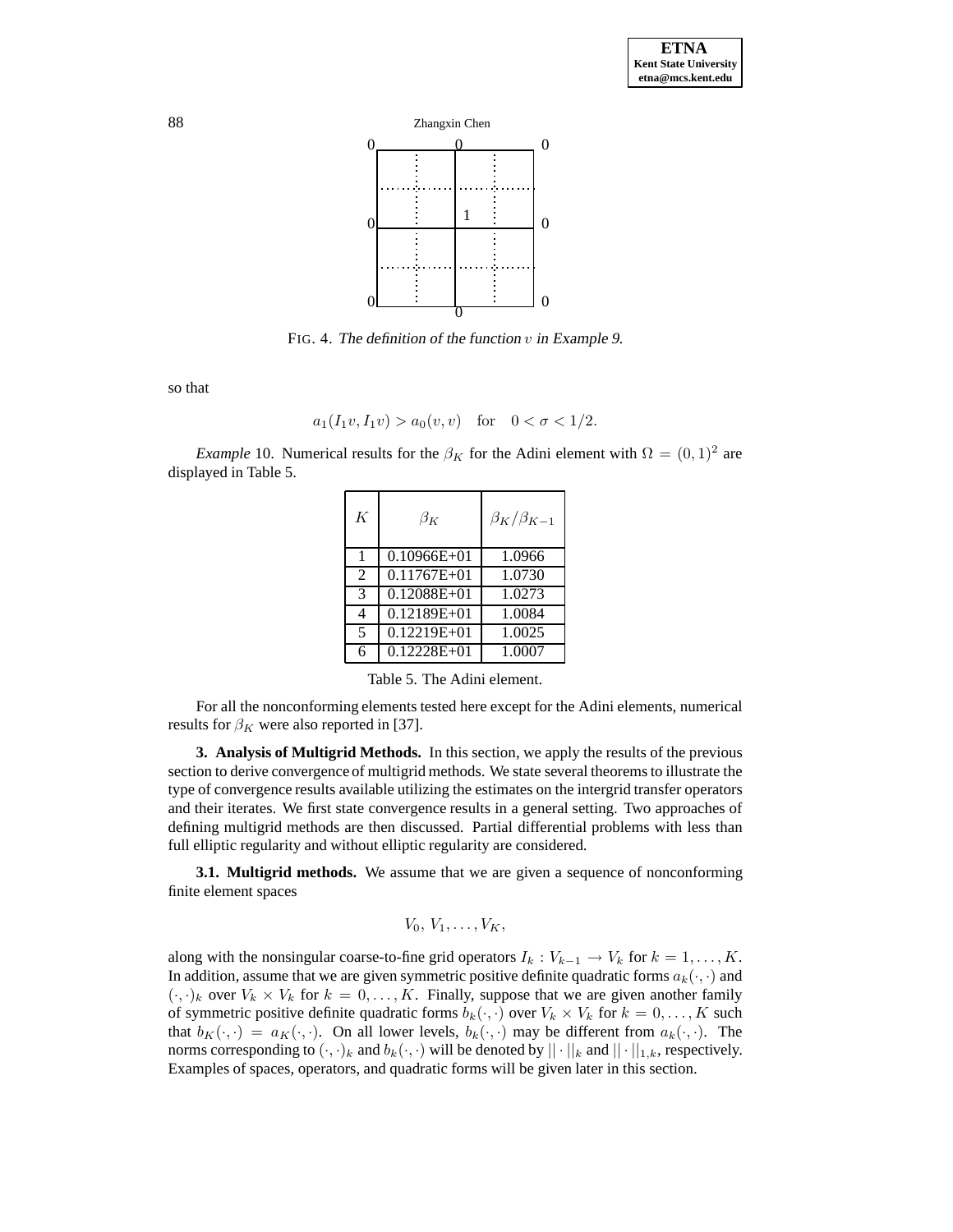FIG. 4. *The definition of the function $v$ in Example 9.*

so that

$$a_1(I_1 v, I_1 v) > a_0(v, v) \quad \text{for} \quad 0 < \sigma < 1/2.$$

*Example* 10. Numerical results for the $\beta_K$ for the Adini element with $\Omega = (0,1)^2$ are displayed in Table 5.

| $K$ | $\beta_K$ | $\beta_K/\beta_{K-1}$ |
|---|---|---|
| 1 | 0.10966E+01 | 1.0966 |
| 2 | 0.11767E+01 | 1.0730 |
| 3 | 0.12088E+01 | 1.0273 |
| 4 | 0.12189E+01 | 1.0084 |
| 5 | 0.12219E+01 | 1.0025 |
| 6 | 0.12228E+01 | 1.0007 |

Table 5. The Adini element.

For all the nonconforming elements tested here except for the Adini elements, numerical results for $\beta_K$ were also reported in [37].

**3. Analysis of Multigrid Methods.** In this section, we apply the results of the previous section to derive convergence of multigrid methods. We state several theorems to illustrate the type of convergence results available utilizing the estimates on the intergrid transfer operators and their iterates. We first state convergence results in a general setting. Two approaches of defining multigrid methods are then discussed. Partial differential problems with less than full elliptic regularity and without elliptic regularity are considered.

**3.1. Multigrid methods.** We assume that we are given a sequence of nonconforming finite element spaces

$$V_0,\, V_1, \ldots, V_K,$$

along with the nonsingular coarse-to-fine grid operators $I_k : V_{k-1} \to V_k$ for $k = 1, \ldots, K$. In addition, assume that we are given symmetric positive definite quadratic forms $a_k(\cdot,\cdot)$ and $(\cdot,\cdot)_k$ over $V_k \times V_k$ for $k = 0, \ldots, K$. Finally, suppose that we are given another family of symmetric positive definite quadratic forms $b_k(\cdot,\cdot)$ over $V_k \times V_k$ for $k = 0, \ldots, K$ such that $b_K(\cdot,\cdot) = a_K(\cdot,\cdot)$. On all lower levels, $b_k(\cdot,\cdot)$ may be different from $a_k(\cdot,\cdot)$. The norms corresponding to $(\cdot,\cdot)_k$ and $b_k(\cdot,\cdot)$ will be denoted by $||\cdot||_k$ and $||\cdot||_{1,k}$, respectively. Examples of spaces, operators, and quadratic forms will be given later in this section.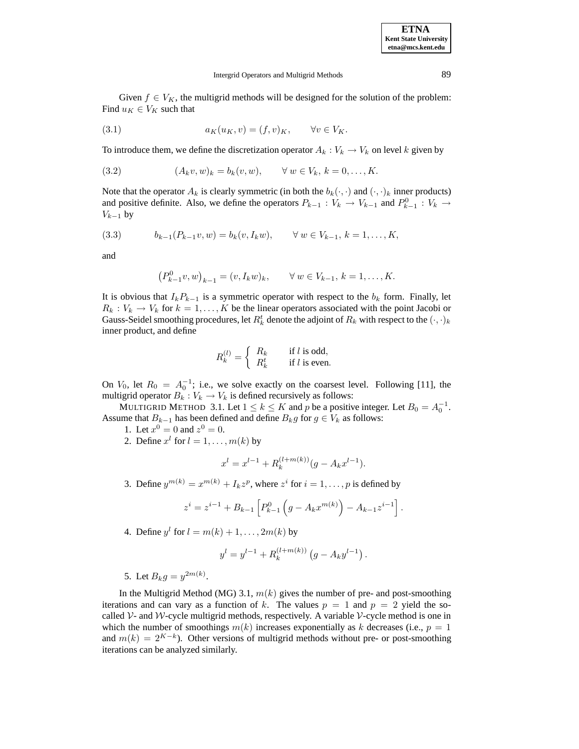Given $f \in V_K$, the multigrid methods will be designed for the solution of the problem: Find $u_K \in V_K$ such that

$$a_K(u_K, v) = (f, v)_K, \qquad \forall v \in V_K. \tag{3.1}$$

To introduce them, we define the discretization operator $A_k : V_k \to V_k$ on level $k$ given by

$$(A_k v, w)_k = b_k(v, w), \qquad \forall\, w \in V_k,\ k = 0, \ldots, K. \tag{3.2}$$

Note that the operator $A_k$ is clearly symmetric (in both the $b_k(\cdot,\cdot)$ and $(\cdot,\cdot)_k$ inner products) and positive definite. Also, we define the operators $P_{k-1} : V_k \to V_{k-1}$ and $P^0_{k-1} : V_k \to V_{k-1}$ by

$$b_{k-1}(P_{k-1}v, w) = b_k(v, I_k w), \qquad \forall\, w \in V_{k-1},\ k = 1, \ldots, K, \tag{3.3}$$

and

$$\left(P^0_{k-1}v, w\right)_{k-1} = (v, I_k w)_k, \qquad \forall\, w \in V_{k-1},\ k = 1, \ldots, K.$$

It is obvious that $I_k P_{k-1}$ is a symmetric operator with respect to the $b_k$ form. Finally, let $R_k : V_k \to V_k$ for $k = 1, \ldots, K$ be the linear operators associated with the point Jacobi or Gauss-Seidel smoothing procedures, let $R^t_k$ denote the adjoint of $R_k$ with respect to the $(\cdot,\cdot)_k$ inner product, and define

$$R^{(l)}_k = \begin{cases} R_k & \text{if } l \text{ is odd,} \\ R^t_k & \text{if } l \text{ is even.} \end{cases}$$

On $V_0$, let $R_0 = A_0^{-1}$; i.e., we solve exactly on the coarsest level. Following [11], the multigrid operator $B_k : V_k \to V_k$ is defined recursively as follows:

MULTIGRID METHOD 3.1. Let $1 \le k \le K$ and $p$ be a positive integer. Let $B_0 = A_0^{-1}$. Assume that $B_{k-1}$ has been defined and define $B_k g$ for $g \in V_k$ as follows:

1. Let $x^0 = 0$ and $z^0 = 0$.
2. Define $x^l$ for $l = 1, \ldots, m(k)$ by
$$x^l = x^{l-1} + R^{(l+m(k))}_k (g - A_k x^{l-1}).$$
3. Define $y^{m(k)} = x^{m(k)} + I_k z^p$, where $z^i$ for $i = 1, \ldots, p$ is defined by
$$z^i = z^{i-1} + B_{k-1}\left[P^0_{k-1}\left(g - A_k x^{m(k)}\right) - A_{k-1} z^{i-1}\right].$$
4. Define $y^l$ for $l = m(k)+1, \ldots, 2m(k)$ by
$$y^l = y^{l-1} + R^{(l+m(k))}_k \left(g - A_k y^{l-1}\right).$$
5. Let $B_k g = y^{2m(k)}$.

In the Multigrid Method (MG) 3.1, $m(k)$ gives the number of pre- and post-smoothing iterations and can vary as a function of $k$. The values $p = 1$ and $p = 2$ yield the so-called $\mathcal{V}$- and $\mathcal{W}$-cycle multigrid methods, respectively. A variable $\mathcal{V}$-cycle method is one in which the number of smoothings $m(k)$ increases exponentially as $k$ decreases (i.e., $p = 1$ and $m(k) = 2^{K-k}$). Other versions of multigrid methods without pre- or post-smoothing iterations can be analyzed similarly.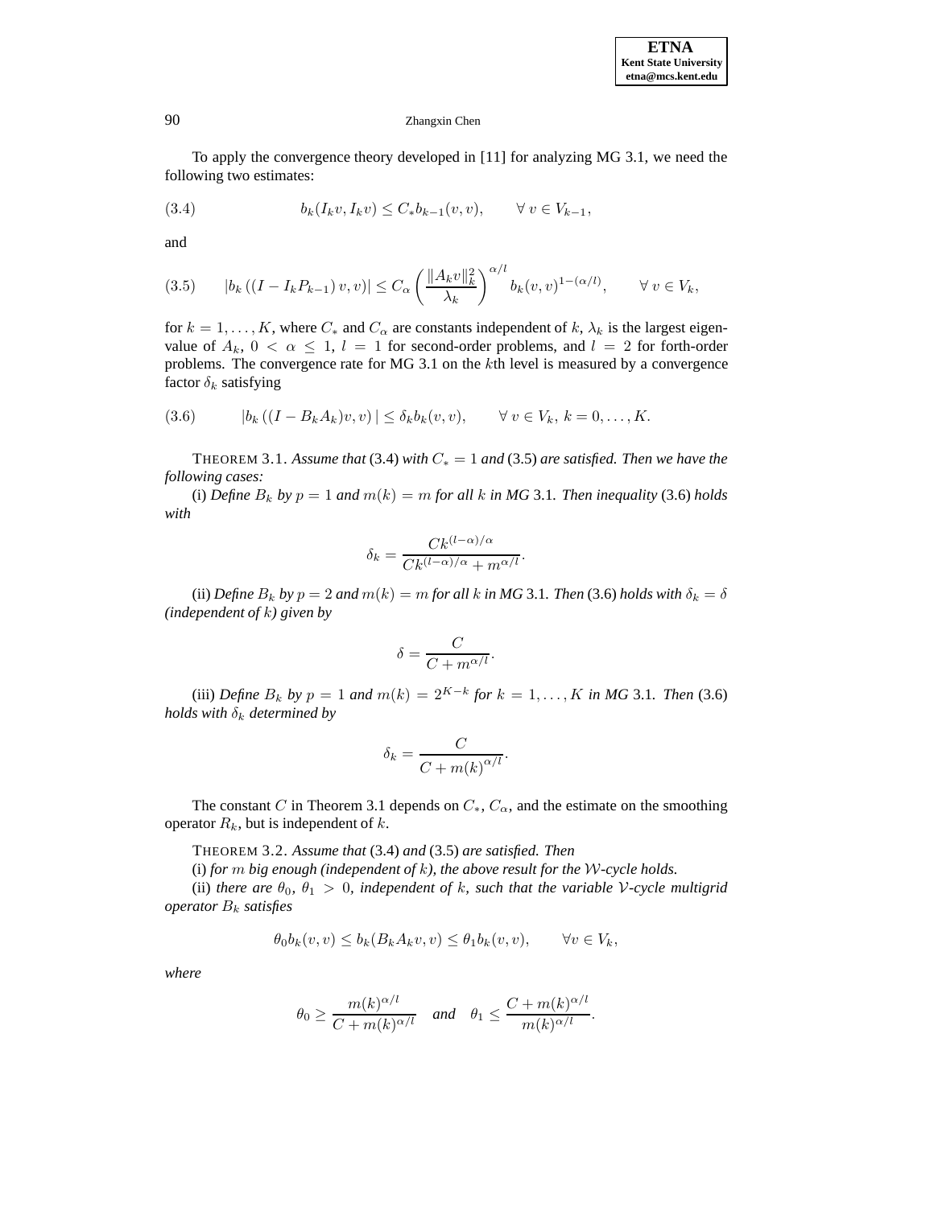To apply the convergence theory developed in [11] for analyzing MG 3.1, we need the following two estimates:

$$b_k(I_k v, I_k v) \le C_* b_{k-1}(v,v), \qquad \forall\, v \in V_{k-1}, \tag{3.4}$$

and

$$\left| b_k\left((I - I_k P_{k-1})\, v, v\right) \right| \le C_\alpha \left( \frac{\|A_k v\|_k^2}{\lambda_k} \right)^{\alpha/l} b_k(v,v)^{1-(\alpha/l)}, \qquad \forall\, v \in V_k, \tag{3.5}$$

for $k = 1, \ldots, K$, where $C_*$ and $C_\alpha$ are constants independent of $k$, $\lambda_k$ is the largest eigenvalue of $A_k$, $0 < \alpha \le 1$, $l = 1$ for second-order problems, and $l = 2$ for forth-order problems. The convergence rate for MG 3.1 on the $k$th level is measured by a convergence factor $\delta_k$ satisfying

$$\left| b_k\left((I - B_k A_k) v, v\right) \right| \le \delta_k b_k(v,v), \qquad \forall\, v \in V_k,\ k = 0, \ldots, K. \tag{3.6}$$

THEOREM 3.1. *Assume that* (3.4) *with* $C_* = 1$ *and* (3.5) *are satisfied. Then we have the following cases:*

(i) *Define* $B_k$ *by* $p = 1$ *and* $m(k) = m$ *for all* $k$ *in MG* 3.1*. Then inequality* (3.6) *holds with*

$$\delta_k = \frac{C k^{(l-\alpha)/\alpha}}{C k^{(l-\alpha)/\alpha} + m^{\alpha/l}}.$$

(ii) *Define* $B_k$ *by* $p = 2$ *and* $m(k) = m$ *for all* $k$ *in MG* 3.1*. Then* (3.6) *holds with* $\delta_k = \delta$ *(independent of* $k$*) given by*

$$\delta = \frac{C}{C + m^{\alpha/l}}.$$

(iii) *Define* $B_k$ *by* $p = 1$ *and* $m(k) = 2^{K-k}$ *for* $k = 1, \ldots, K$ *in MG* 3.1*. Then* (3.6) *holds with* $\delta_k$ *determined by*

$$\delta_k = \frac{C}{C + m(k)^{\alpha/l}}.$$

The constant $C$ in Theorem 3.1 depends on $C_*$, $C_\alpha$, and the estimate on the smoothing operator $R_k$, but is independent of $k$.

THEOREM 3.2. *Assume that* (3.4) *and* (3.5) *are satisfied. Then*

(i) *for* $m$ *big enough (independent of* $k$*), the above result for the* $\mathcal{W}$*-cycle holds.*

(ii) *there are* $\theta_0$, $\theta_1 > 0$*, independent of* $k$*, such that the variable* $\mathcal{V}$*-cycle multigrid operator* $B_k$ *satisfies*

$$\theta_0 b_k(v,v) \le b_k(B_k A_k v, v) \le \theta_1 b_k(v,v), \qquad \forall v \in V_k,$$

*where*

$$\theta_0 \ge \frac{m(k)^{\alpha/l}}{C + m(k)^{\alpha/l}} \quad \textit{and} \quad \theta_1 \le \frac{C + m(k)^{\alpha/l}}{m(k)^{\alpha/l}}.$$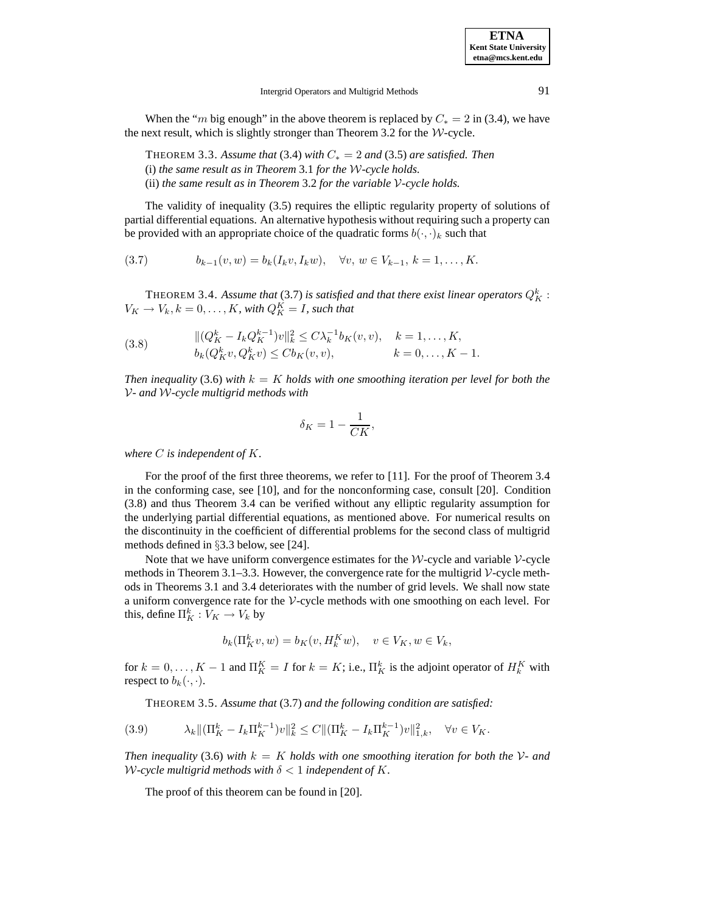When the "$m$ big enough" in the above theorem is replaced by $C_* = 2$ in (3.4), we have the next result, which is slightly stronger than Theorem 3.2 for the $\mathcal{W}$-cycle.

THEOREM 3.3. *Assume that* (3.4) *with* $C_* = 2$ *and* (3.5) *are satisfied. Then*
(i) *the same result as in Theorem* 3.1 *for the* $\mathcal{W}$*-cycle holds.*
(ii) *the same result as in Theorem* 3.2 *for the variable* $\mathcal{V}$*-cycle holds.*

The validity of inequality (3.5) requires the elliptic regularity property of solutions of partial differential equations. An alternative hypothesis without requiring such a property can be provided with an appropriate choice of the quadratic forms $b(\cdot,\cdot)_k$ such that

$$b_{k-1}(v,w) = b_k(I_k v, I_k w), \quad \forall v,\, w \in V_{k-1},\ k = 1,\ldots,K. \tag{3.7}$$

THEOREM 3.4. *Assume that* (3.7) *is satisfied and that there exist linear operators* $Q_K^k : V_K \to V_k, k = 0,\ldots,K$*, with* $Q_K^K = I$*, such that*

$$\begin{aligned} &\|(Q_K^k - I_k Q_K^{k-1})v\|_k^2 \le C\lambda_k^{-1} b_K(v,v), \quad k = 1,\ldots,K, \\ &b_k(Q_K^k v, Q_K^k v) \le C b_K(v,v), \qquad\qquad k = 0,\ldots,K-1. \end{aligned} \tag{3.8}$$

*Then inequality* (3.6) *with* $k = K$ *holds with one smoothing iteration per level for both the* $\mathcal{V}$*- and* $\mathcal{W}$*-cycle multigrid methods with*

$$\delta_K = 1 - \frac{1}{CK},$$

*where* $C$ *is independent of* $K$*.*

For the proof of the first three theorems, we refer to [11]. For the proof of Theorem 3.4 in the conforming case, see [10], and for the nonconforming case, consult [20]. Condition (3.8) and thus Theorem 3.4 can be verified without any elliptic regularity assumption for the underlying partial differential equations, as mentioned above. For numerical results on the discontinuity in the coefficient of differential problems for the second class of multigrid methods defined in §3.3 below, see [24].

Note that we have uniform convergence estimates for the $\mathcal{W}$-cycle and variable $\mathcal{V}$-cycle methods in Theorem 3.1–3.3. However, the convergence rate for the multigrid $\mathcal{V}$-cycle methods in Theorems 3.1 and 3.4 deteriorates with the number of grid levels. We shall now state a uniform convergence rate for the $\mathcal{V}$-cycle methods with one smoothing on each level. For this, define $\Pi_K^k : V_K \to V_k$ by

$$b_k(\Pi_K^k v, w) = b_K(v, H_k^K w), \quad v \in V_K, w \in V_k,$$

for $k = 0,\ldots,K-1$ and $\Pi_K^K = I$ for $k = K$; i.e., $\Pi_K^k$ is the adjoint operator of $H_k^K$ with respect to $b_k(\cdot,\cdot)$.

THEOREM 3.5. *Assume that* (3.7) *and the following condition are satisfied:*

$$\lambda_k \|(\Pi_K^k - I_k \Pi_K^{k-1})v\|_k^2 \le C\|(\Pi_K^k - I_k \Pi_K^{k-1})v\|_{1,k}^2, \quad \forall v \in V_K. \tag{3.9}$$

*Then inequality* (3.6) *with* $k = K$ *holds with one smoothing iteration for both the* $\mathcal{V}$*- and* $\mathcal{W}$*-cycle multigrid methods with* $\delta < 1$ *independent of* $K$*.*

The proof of this theorem can be found in [20].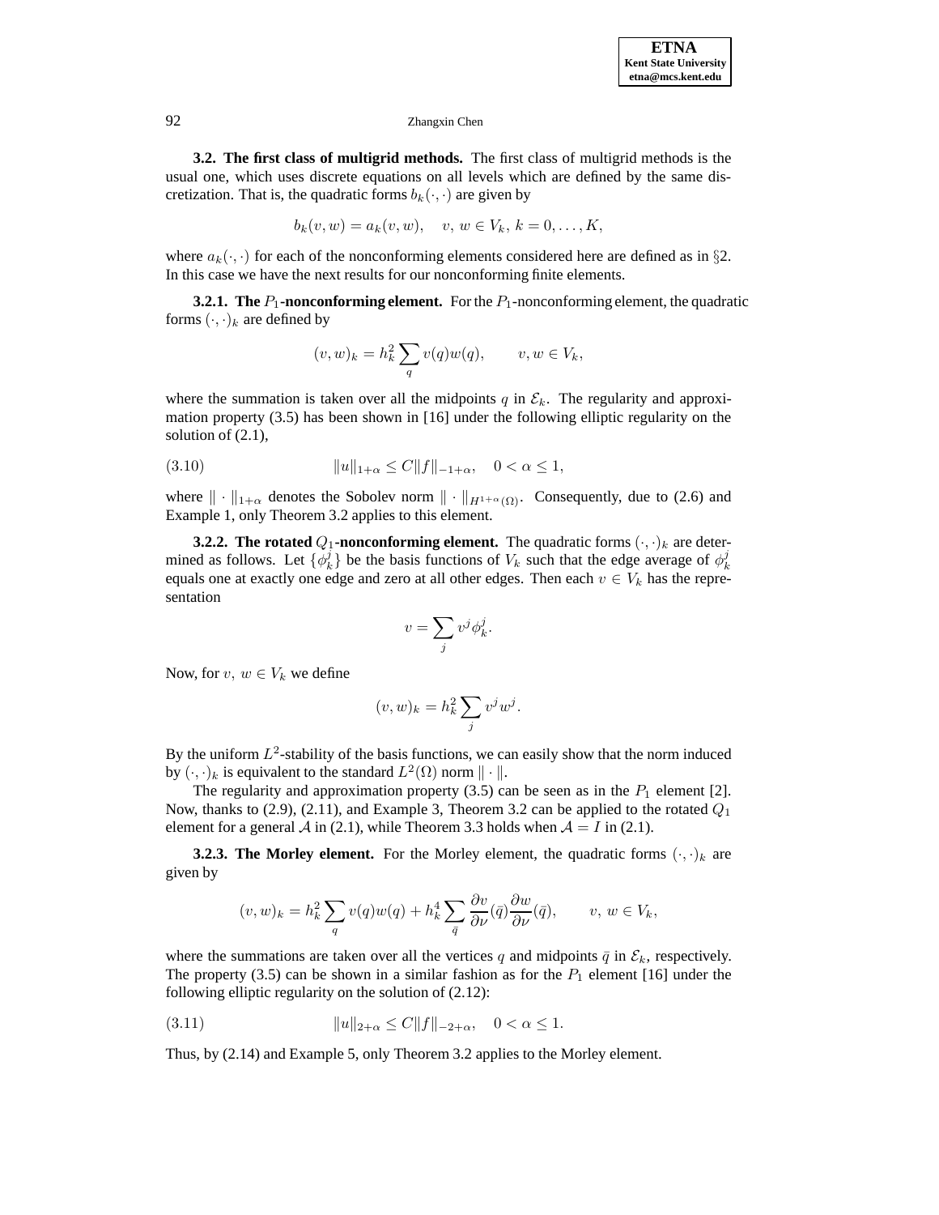**3.2. The first class of multigrid methods.** The first class of multigrid methods is the usual one, which uses discrete equations on all levels which are defined by the same discretization. That is, the quadratic forms $b_k(\cdot,\cdot)$ are given by

$$b_k(v,w) = a_k(v,w), \quad v,\, w \in V_k,\, k = 0,\ldots,K,$$

where $a_k(\cdot,\cdot)$ for each of the nonconforming elements considered here are defined as in §2. In this case we have the next results for our nonconforming finite elements.

**3.2.1. The $P_1$-nonconforming element.** For the $P_1$-nonconforming element, the quadratic forms $(\cdot,\cdot)_k$ are defined by

$$(v,w)_k = h_k^2 \sum_q v(q)w(q), \qquad v, w \in V_k,$$

where the summation is taken over all the midpoints $q$ in $\mathcal{E}_k$. The regularity and approximation property (3.5) has been shown in [16] under the following elliptic regularity on the solution of (2.1),

$$\|u\|_{1+\alpha} \le C\|f\|_{-1+\alpha}, \quad 0 < \alpha \le 1, \tag{3.10}$$

where $\|\cdot\|_{1+\alpha}$ denotes the Sobolev norm $\|\cdot\|_{H^{1+\alpha}(\Omega)}$. Consequently, due to (2.6) and Example 1, only Theorem 3.2 applies to this element.

**3.2.2. The rotated $Q_1$-nonconforming element.** The quadratic forms $(\cdot,\cdot)_k$ are determined as follows. Let $\{\phi_k^j\}$ be the basis functions of $V_k$ such that the edge average of $\phi_k^j$ equals one at exactly one edge and zero at all other edges. Then each $v \in V_k$ has the representation

$$v = \sum_j v^j \phi_k^j.$$

Now, for $v,\, w \in V_k$ we define

$$(v,w)_k = h_k^2 \sum_j v^j w^j.$$

By the uniform $L^2$-stability of the basis functions, we can easily show that the norm induced by $(\cdot,\cdot)_k$ is equivalent to the standard $L^2(\Omega)$ norm $\|\cdot\|$.

The regularity and approximation property (3.5) can be seen as in the $P_1$ element [2]. Now, thanks to (2.9), (2.11), and Example 3, Theorem 3.2 can be applied to the rotated $Q_1$ element for a general $\mathcal{A}$ in (2.1), while Theorem 3.3 holds when $\mathcal{A} = I$ in (2.1).

**3.2.3. The Morley element.** For the Morley element, the quadratic forms $(\cdot,\cdot)_k$ are given by

$$(v,w)_k = h_k^2 \sum_q v(q)w(q) + h_k^4 \sum_{\bar{q}} \frac{\partial v}{\partial \nu}(\bar{q})\frac{\partial w}{\partial \nu}(\bar{q}), \qquad v,\, w \in V_k,$$

where the summations are taken over all the vertices $q$ and midpoints $\bar{q}$ in $\mathcal{E}_k$, respectively. The property (3.5) can be shown in a similar fashion as for the $P_1$ element [16] under the following elliptic regularity on the solution of (2.12):

$$\|u\|_{2+\alpha} \le C\|f\|_{-2+\alpha}, \quad 0 < \alpha \le 1. \tag{3.11}$$

Thus, by (2.14) and Example 5, only Theorem 3.2 applies to the Morley element.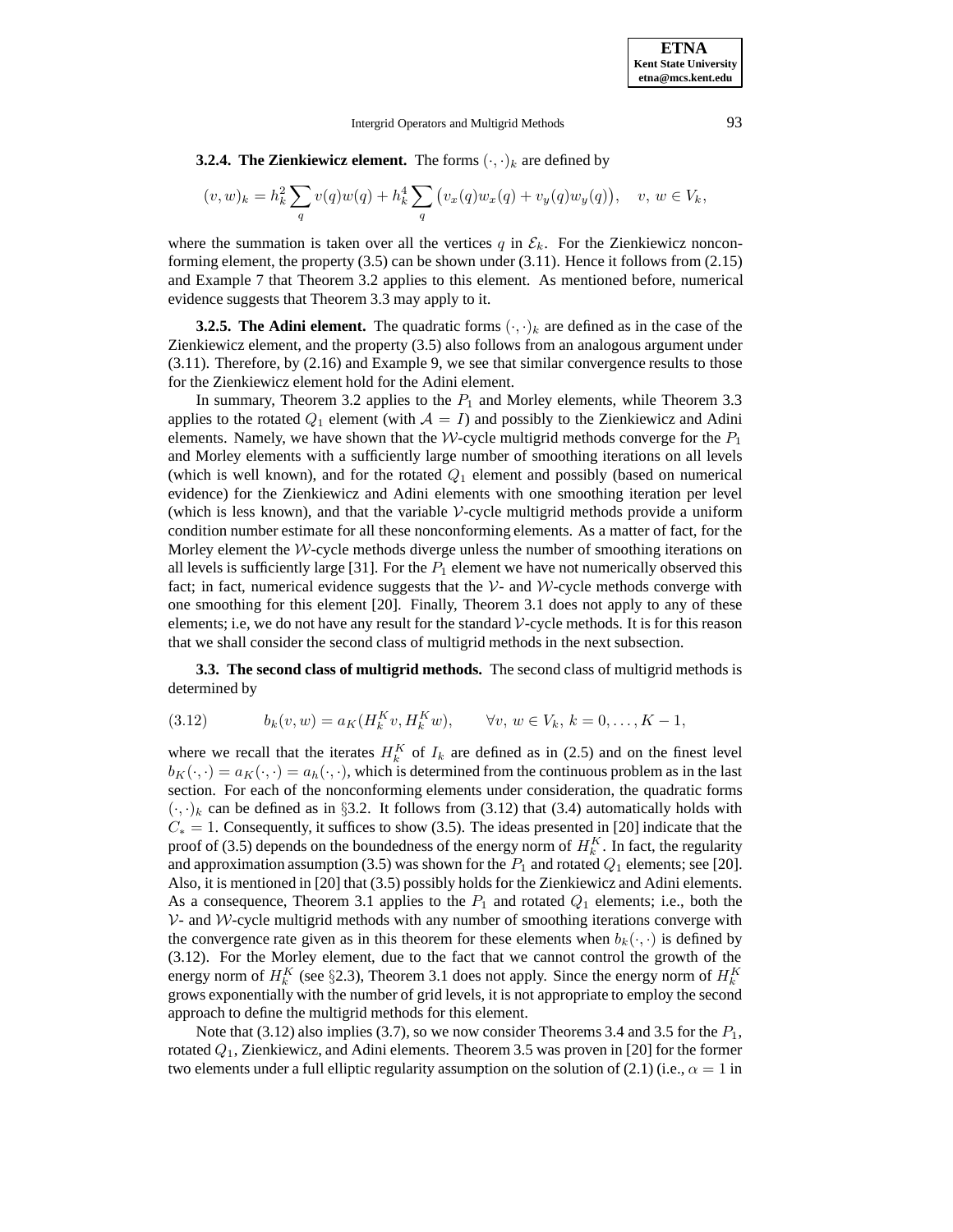**3.2.4. The Zienkiewicz element.** The forms $(\cdot,\cdot)_k$ are defined by

$$(v,w)_k = h_k^2 \sum_q v(q)w(q) + h_k^4 \sum_q \big(v_x(q)w_x(q) + v_y(q)w_y(q)\big), \quad v,\, w \in V_k,$$

where the summation is taken over all the vertices $q$ in $\mathcal{E}_k$. For the Zienkiewicz nonconforming element, the property (3.5) can be shown under (3.11). Hence it follows from (2.15) and Example 7 that Theorem 3.2 applies to this element. As mentioned before, numerical evidence suggests that Theorem 3.3 may apply to it.

**3.2.5. The Adini element.** The quadratic forms $(\cdot,\cdot)_k$ are defined as in the case of the Zienkiewicz element, and the property (3.5) also follows from an analogous argument under (3.11). Therefore, by (2.16) and Example 9, we see that similar convergence results to those for the Zienkiewicz element hold for the Adini element.

In summary, Theorem 3.2 applies to the $P_1$ and Morley elements, while Theorem 3.3 applies to the rotated $Q_1$ element (with $\mathcal{A} = I$) and possibly to the Zienkiewicz and Adini elements. Namely, we have shown that the $\mathcal{W}$-cycle multigrid methods converge for the $P_1$ and Morley elements with a sufficiently large number of smoothing iterations on all levels (which is well known), and for the rotated $Q_1$ element and possibly (based on numerical evidence) for the Zienkiewicz and Adini elements with one smoothing iteration per level (which is less known), and that the variable $\mathcal{V}$-cycle multigrid methods provide a uniform condition number estimate for all these nonconforming elements. As a matter of fact, for the Morley element the $\mathcal{W}$-cycle methods diverge unless the number of smoothing iterations on all levels is sufficiently large [31]. For the $P_1$ element we have not numerically observed this fact; in fact, numerical evidence suggests that the $\mathcal{V}$- and $\mathcal{W}$-cycle methods converge with one smoothing for this element [20]. Finally, Theorem 3.1 does not apply to any of these elements; i.e, we do not have any result for the standard $\mathcal{V}$-cycle methods. It is for this reason that we shall consider the second class of multigrid methods in the next subsection.

**3.3. The second class of multigrid methods.** The second class of multigrid methods is determined by

$$b_k(v,w) = a_K(H_k^K v, H_k^K w), \qquad \forall v,\, w \in V_k,\, k = 0,\ldots,K-1, \tag{3.12}$$

where we recall that the iterates $H_k^K$ of $I_k$ are defined as in (2.5) and on the finest level $b_K(\cdot,\cdot) = a_K(\cdot,\cdot) = a_h(\cdot,\cdot)$, which is determined from the continuous problem as in the last section. For each of the nonconforming elements under consideration, the quadratic forms $(\cdot,\cdot)_k$ can be defined as in §3.2. It follows from (3.12) that (3.4) automatically holds with $C_* = 1$. Consequently, it suffices to show (3.5). The ideas presented in [20] indicate that the proof of (3.5) depends on the boundedness of the energy norm of $H_k^K$. In fact, the regularity and approximation assumption (3.5) was shown for the $P_1$ and rotated $Q_1$ elements; see [20]. Also, it is mentioned in [20] that (3.5) possibly holds for the Zienkiewicz and Adini elements. As a consequence, Theorem 3.1 applies to the $P_1$ and rotated $Q_1$ elements; i.e., both the $\mathcal{V}$- and $\mathcal{W}$-cycle multigrid methods with any number of smoothing iterations converge with the convergence rate given as in this theorem for these elements when $b_k(\cdot,\cdot)$ is defined by (3.12). For the Morley element, due to the fact that we cannot control the growth of the energy norm of $H_k^K$ (see §2.3), Theorem 3.1 does not apply. Since the energy norm of $H_k^K$ grows exponentially with the number of grid levels, it is not appropriate to employ the second approach to define the multigrid methods for this element.

Note that (3.12) also implies (3.7), so we now consider Theorems 3.4 and 3.5 for the $P_1$, rotated $Q_1$, Zienkiewicz, and Adini elements. Theorem 3.5 was proven in [20] for the former two elements under a full elliptic regularity assumption on the solution of (2.1) (i.e., $\alpha = 1$ in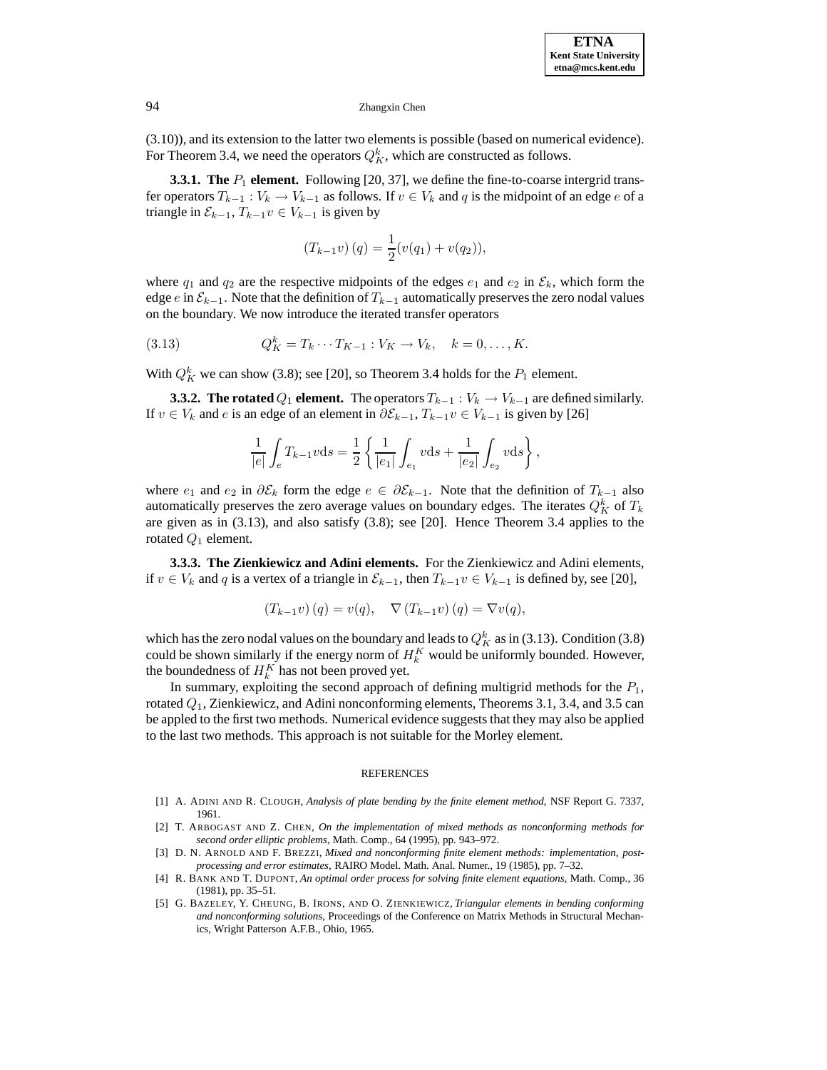(3.10)), and its extension to the latter two elements is possible (based on numerical evidence). For Theorem 3.4, we need the operators $Q_K^k$, which are constructed as follows.

**3.3.1. The $P_1$ element.** Following [20, 37], we define the fine-to-coarse intergrid transfer operators $T_{k-1} : V_k \to V_{k-1}$ as follows. If $v \in V_k$ and $q$ is the midpoint of an edge $e$ of a triangle in $\mathcal{E}_{k-1}$, $T_{k-1}v \in V_{k-1}$ is given by

$$(T_{k-1}v)(q) = \frac{1}{2}(v(q_1) + v(q_2)),$$

where $q_1$ and $q_2$ are the respective midpoints of the edges $e_1$ and $e_2$ in $\mathcal{E}_k$, which form the edge $e$ in $\mathcal{E}_{k-1}$. Note that the definition of $T_{k-1}$ automatically preserves the zero nodal values on the boundary. We now introduce the iterated transfer operators

$$Q_K^k = T_k \cdots T_{K-1} : V_K \to V_k, \quad k = 0, \ldots, K. \tag{3.13}$$

With $Q_K^k$ we can show (3.8); see [20], so Theorem 3.4 holds for the $P_1$ element.

**3.3.2. The rotated $Q_1$ element.** The operators $T_{k-1} : V_k \to V_{k-1}$ are defined similarly. If $v \in V_k$ and $e$ is an edge of an element in $\partial\mathcal{E}_{k-1}$, $T_{k-1}v \in V_{k-1}$ is given by [26]

$$\frac{1}{|e|}\int_e T_{k-1}v \mathrm{d}s = \frac{1}{2}\left\{\frac{1}{|e_1|}\int_{e_1} v\mathrm{d}s + \frac{1}{|e_2|}\int_{e_2} v\mathrm{d}s\right\},$$

where $e_1$ and $e_2$ in $\partial\mathcal{E}_k$ form the edge $e \in \partial\mathcal{E}_{k-1}$. Note that the definition of $T_{k-1}$ also automatically preserves the zero average values on boundary edges. The iterates $Q_K^k$ of $T_k$ are given as in (3.13), and also satisfy (3.8); see [20]. Hence Theorem 3.4 applies to the rotated $Q_1$ element.

**3.3.3. The Zienkiewicz and Adini elements.** For the Zienkiewicz and Adini elements, if $v \in V_k$ and $q$ is a vertex of a triangle in $\mathcal{E}_{k-1}$, then $T_{k-1}v \in V_{k-1}$ is defined by, see [20],

$$(T_{k-1}v)(q) = v(q), \quad \nabla(T_{k-1}v)(q) = \nabla v(q),$$

which has the zero nodal values on the boundary and leads to $Q_K^k$ as in (3.13). Condition (3.8) could be shown similarly if the energy norm of $H_k^K$ would be uniformly bounded. However, the boundedness of $H_k^K$ has not been proved yet.

In summary, exploiting the second approach of defining multigrid methods for the $P_1$, rotated $Q_1$, Zienkiewicz, and Adini nonconforming elements, Theorems 3.1, 3.4, and 3.5 can be appled to the first two methods. Numerical evidence suggests that they may also be applied to the last two methods. This approach is not suitable for the Morley element.

## REFERENCES

[1] A. Adini and R. Clough, *Analysis of plate bending by the finite element method*, NSF Report G. 7337, 1961.

[2] T. Arbogast and Z. Chen, *On the implementation of mixed methods as nonconforming methods for second order elliptic problems*, Math. Comp., 64 (1995), pp. 943–972.

[3] D. N. Arnold and F. Brezzi, *Mixed and nonconforming finite element methods: implementation, postprocessing and error estimates*, RAIRO Model. Math. Anal. Numer., 19 (1985), pp. 7–32.

[4] R. Bank and T. Dupont, *An optimal order process for solving finite element equations*, Math. Comp., 36 (1981), pp. 35–51.

[5] G. Bazeley, Y. Cheung, B. Irons, and O. Zienkiewicz, *Triangular elements in bending conforming and nonconforming solutions*, Proceedings of the Conference on Matrix Methods in Structural Mechanics, Wright Patterson A.F.B., Ohio, 1965.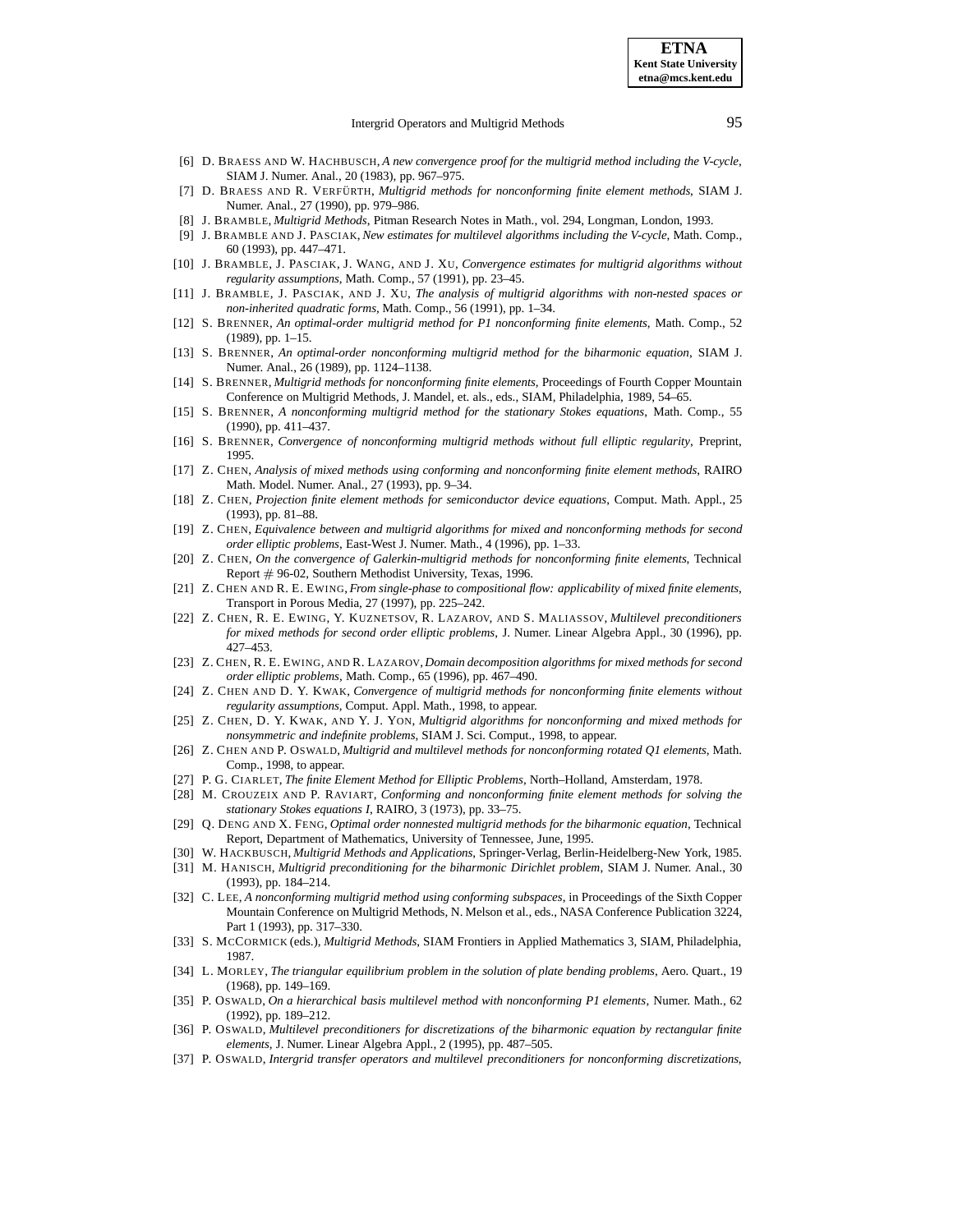[6] D. BRAESS AND W. HACHBUSCH, *A new convergence proof for the multigrid method including the V-cycle*, SIAM J. Numer. Anal., 20 (1983), pp. 967–975.

[7] D. BRAESS AND R. VERFÜRTH, *Multigrid methods for nonconforming finite element methods*, SIAM J. Numer. Anal., 27 (1990), pp. 979–986.

[8] J. BRAMBLE, *Multigrid Methods*, Pitman Research Notes in Math., vol. 294, Longman, London, 1993.

[9] J. BRAMBLE AND J. PASCIAK, *New estimates for multilevel algorithms including the V-cycle*, Math. Comp., 60 (1993), pp. 447–471.

[10] J. BRAMBLE, J. PASCIAK, J. WANG, AND J. XU, *Convergence estimates for multigrid algorithms without regularity assumptions*, Math. Comp., 57 (1991), pp. 23–45.

[11] J. BRAMBLE, J. PASCIAK, AND J. XU, *The analysis of multigrid algorithms with non-nested spaces or non-inherited quadratic forms*, Math. Comp., 56 (1991), pp. 1–34.

[12] S. BRENNER, *An optimal-order multigrid method for P1 nonconforming finite elements*, Math. Comp., 52 (1989), pp. 1–15.

[13] S. BRENNER, *An optimal-order nonconforming multigrid method for the biharmonic equation*, SIAM J. Numer. Anal., 26 (1989), pp. 1124–1138.

[14] S. BRENNER, *Multigrid methods for nonconforming finite elements*, Proceedings of Fourth Copper Mountain Conference on Multigrid Methods, J. Mandel, et. als., eds., SIAM, Philadelphia, 1989, 54–65.

[15] S. BRENNER, *A nonconforming multigrid method for the stationary Stokes equations*, Math. Comp., 55 (1990), pp. 411–437.

[16] S. BRENNER, *Convergence of nonconforming multigrid methods without full elliptic regularity*, Preprint, 1995.

[17] Z. CHEN, *Analysis of mixed methods using conforming and nonconforming finite element methods*, RAIRO Math. Model. Numer. Anal., 27 (1993), pp. 9–34.

[18] Z. CHEN, *Projection finite element methods for semiconductor device equations*, Comput. Math. Appl., 25 (1993), pp. 81–88.

[19] Z. CHEN, *Equivalence between and multigrid algorithms for mixed and nonconforming methods for second order elliptic problems*, East-West J. Numer. Math., 4 (1996), pp. 1–33.

[20] Z. CHEN, *On the convergence of Galerkin-multigrid methods for nonconforming finite elements*, Technical Report # 96-02, Southern Methodist University, Texas, 1996.

[21] Z. CHEN AND R. E. EWING, *From single-phase to compositional flow: applicability of mixed finite elements*, Transport in Porous Media, 27 (1997), pp. 225–242.

[22] Z. CHEN, R. E. EWING, Y. KUZNETSOV, R. LAZAROV, AND S. MALIASSOV, *Multilevel preconditioners for mixed methods for second order elliptic problems*, J. Numer. Linear Algebra Appl., 30 (1996), pp. 427–453.

[23] Z. CHEN, R. E. EWING, AND R. LAZAROV, *Domain decomposition algorithms for mixed methods for second order elliptic problems*, Math. Comp., 65 (1996), pp. 467–490.

[24] Z. CHEN AND D. Y. KWAK, *Convergence of multigrid methods for nonconforming finite elements without regularity assumptions*, Comput. Appl. Math., 1998, to appear.

[25] Z. CHEN, D. Y. KWAK, AND Y. J. YON, *Multigrid algorithms for nonconforming and mixed methods for nonsymmetric and indefinite problems*, SIAM J. Sci. Comput., 1998, to appear.

[26] Z. CHEN AND P. OSWALD, *Multigrid and multilevel methods for nonconforming rotated Q1 elements*, Math. Comp., 1998, to appear.

[27] P. G. CIARLET, *The finite Element Method for Elliptic Problems*, North–Holland, Amsterdam, 1978.

[28] M. CROUZEIX AND P. RAVIART, *Conforming and nonconforming finite element methods for solving the stationary Stokes equations I*, RAIRO, 3 (1973), pp. 33–75.

[29] Q. DENG AND X. FENG, *Optimal order nonnested multigrid methods for the biharmonic equation*, Technical Report, Department of Mathematics, University of Tennessee, June, 1995.

[30] W. HACKBUSCH, *Multigrid Methods and Applications*, Springer-Verlag, Berlin-Heidelberg-New York, 1985.

[31] M. HANISCH, *Multigrid preconditioning for the biharmonic Dirichlet problem*, SIAM J. Numer. Anal., 30 (1993), pp. 184–214.

[32] C. LEE, *A nonconforming multigrid method using conforming subspaces*, in Proceedings of the Sixth Copper Mountain Conference on Multigrid Methods, N. Melson et al., eds., NASA Conference Publication 3224, Part 1 (1993), pp. 317–330.

[33] S. MCCORMICK (eds.), *Multigrid Methods*, SIAM Frontiers in Applied Mathematics 3, SIAM, Philadelphia, 1987.

[34] L. MORLEY, *The triangular equilibrium problem in the solution of plate bending problems*, Aero. Quart., 19 (1968), pp. 149–169.

[35] P. OSWALD, *On a hierarchical basis multilevel method with nonconforming P1 elements*, Numer. Math., 62 (1992), pp. 189–212.

[36] P. OSWALD, *Multilevel preconditioners for discretizations of the biharmonic equation by rectangular finite elements*, J. Numer. Linear Algebra Appl., 2 (1995), pp. 487–505.

[37] P. OSWALD, *Intergrid transfer operators and multilevel preconditioners for nonconforming discretizations*,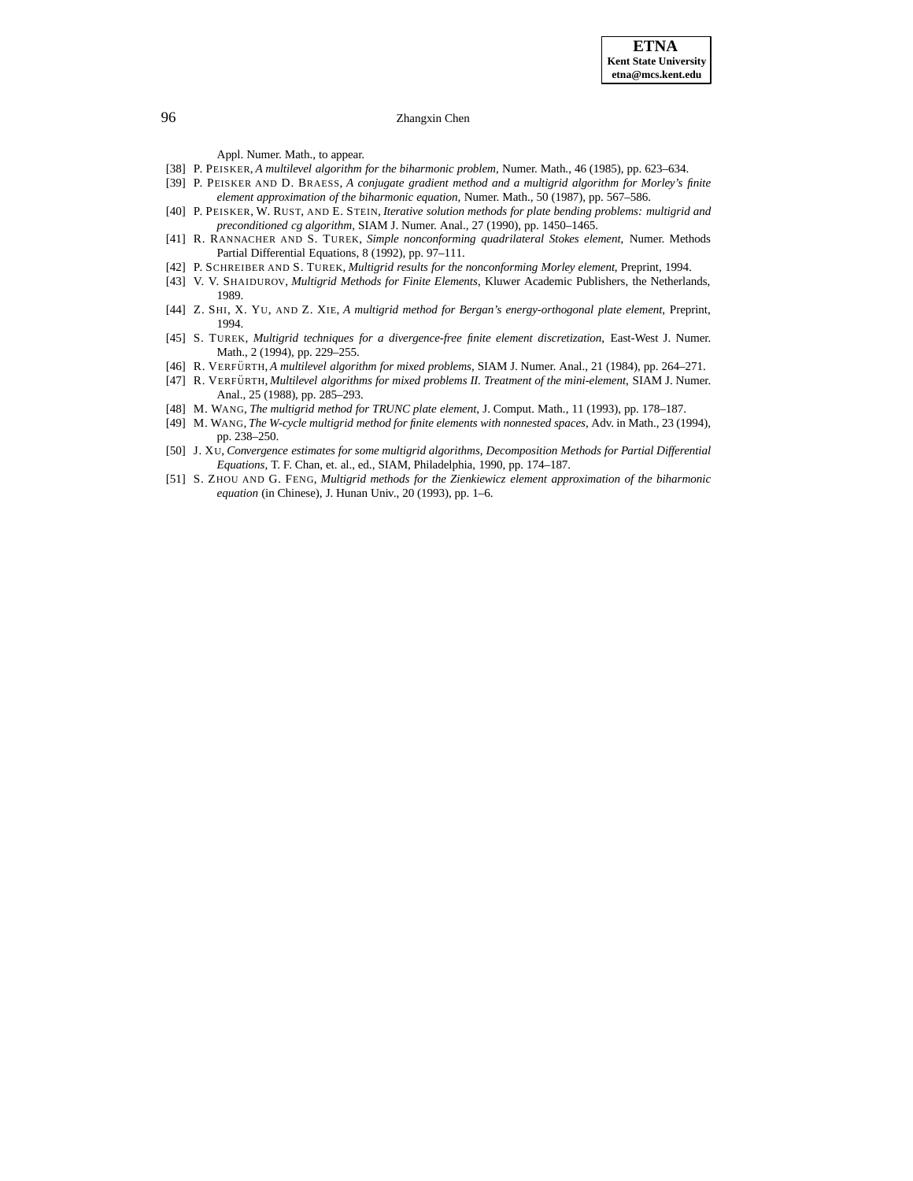Appl. Numer. Math., to appear.

[38] P. PEISKER, *A multilevel algorithm for the biharmonic problem*, Numer. Math., 46 (1985), pp. 623–634.

[39] P. PEISKER AND D. BRAESS, *A conjugate gradient method and a multigrid algorithm for Morley's finite element approximation of the biharmonic equation*, Numer. Math., 50 (1987), pp. 567–586.

[40] P. PEISKER, W. RUST, AND E. STEIN, *Iterative solution methods for plate bending problems: multigrid and preconditioned cg algorithm*, SIAM J. Numer. Anal., 27 (1990), pp. 1450–1465.

[41] R. RANNACHER AND S. TUREK, *Simple nonconforming quadrilateral Stokes element*, Numer. Methods Partial Differential Equations, 8 (1992), pp. 97–111.

[42] P. SCHREIBER AND S. TUREK, *Multigrid results for the nonconforming Morley element*, Preprint, 1994.

[43] V. V. SHAIDUROV, *Multigrid Methods for Finite Elements*, Kluwer Academic Publishers, the Netherlands, 1989.

[44] Z. SHI, X. YU, AND Z. XIE, *A multigrid method for Bergan's energy-orthogonal plate element*, Preprint, 1994.

[45] S. TUREK, *Multigrid techniques for a divergence-free finite element discretization*, East-West J. Numer. Math., 2 (1994), pp. 229–255.

[46] R. VERFÜRTH, *A multilevel algorithm for mixed problems*, SIAM J. Numer. Anal., 21 (1984), pp. 264–271.

[47] R. VERFÜRTH, *Multilevel algorithms for mixed problems II. Treatment of the mini-element*, SIAM J. Numer. Anal., 25 (1988), pp. 285–293.

[48] M. WANG, *The multigrid method for TRUNC plate element*, J. Comput. Math., 11 (1993), pp. 178–187.

[49] M. WANG, *The W-cycle multigrid method for finite elements with nonnested spaces*, Adv. in Math., 23 (1994), pp. 238–250.

[50] J. XU, *Convergence estimates for some multigrid algorithms*, *Decomposition Methods for Partial Differential Equations*, T. F. Chan, et. al., ed., SIAM, Philadelphia, 1990, pp. 174–187.

[51] S. ZHOU AND G. FENG, *Multigrid methods for the Zienkiewicz element approximation of the biharmonic equation* (in Chinese), J. Hunan Univ., 20 (1993), pp. 1–6.